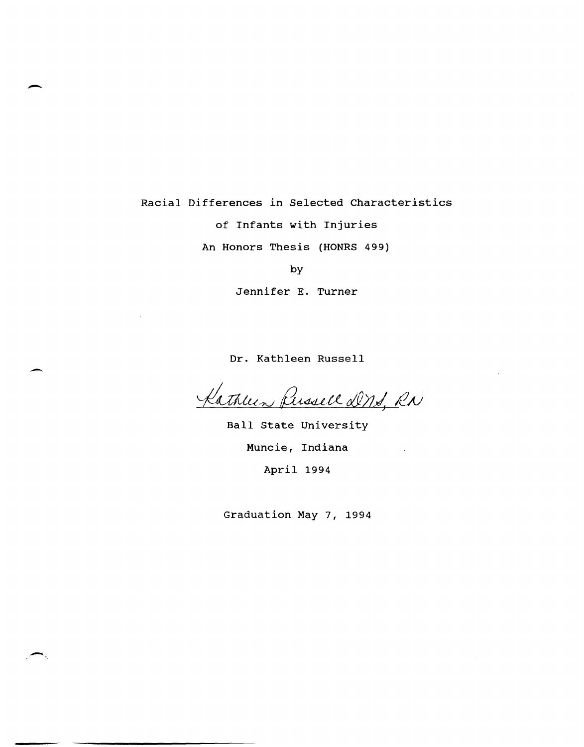Racial Differences in Selected Characteristics

of Infants with Injuries

An Honors Thesis (HONRS 499)

by

Jennifer E. Turner

Dr. Kathleen Russell

Kathleen Russell DNS, RN

Ball State University

Muncie, Indiana

April 1994

Graduation May 7, 1994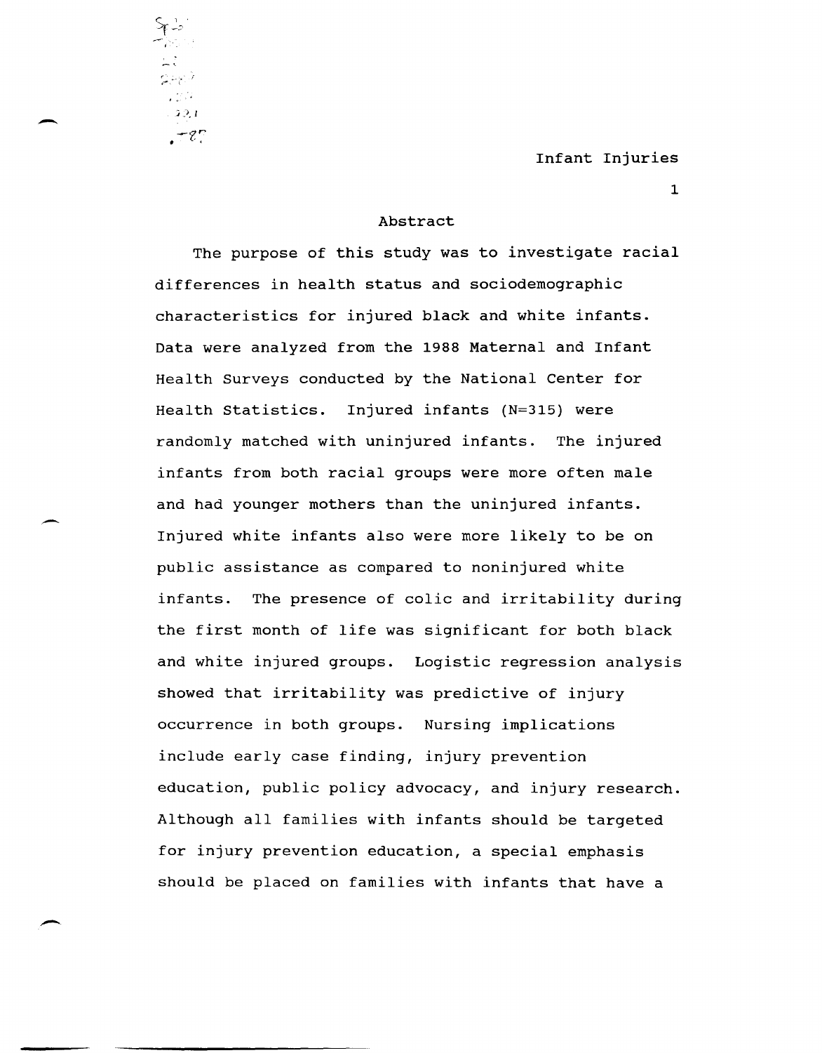## Abstract

The purpose of this study was to investigate racial differences in health status and sociodemographic characteristics for injured black and white infants. Data were analyzed from the 1988 Maternal and Infant Health Surveys conducted by the National Center for Health Statistics. Injured infants (N=315) were randomly matched with uninjured infants. The injured infants from both racial groups were more often male and had younger mothers than the uninjured infants. Injured white infants also were more likely to be on public assistance as compared to noninjured white infants. The presence of colic and irritability during the first month of life was significant for both black and white injured groups. Logistic regression analysis showed that irritability was predictive of injury occurrence in both groups. Nursing implications include early case finding, injury prevention education, public policy advocacy, and injury research. Although all families with infants should be targeted for injury prevention education, a special emphasis should be placed on families with infants that have a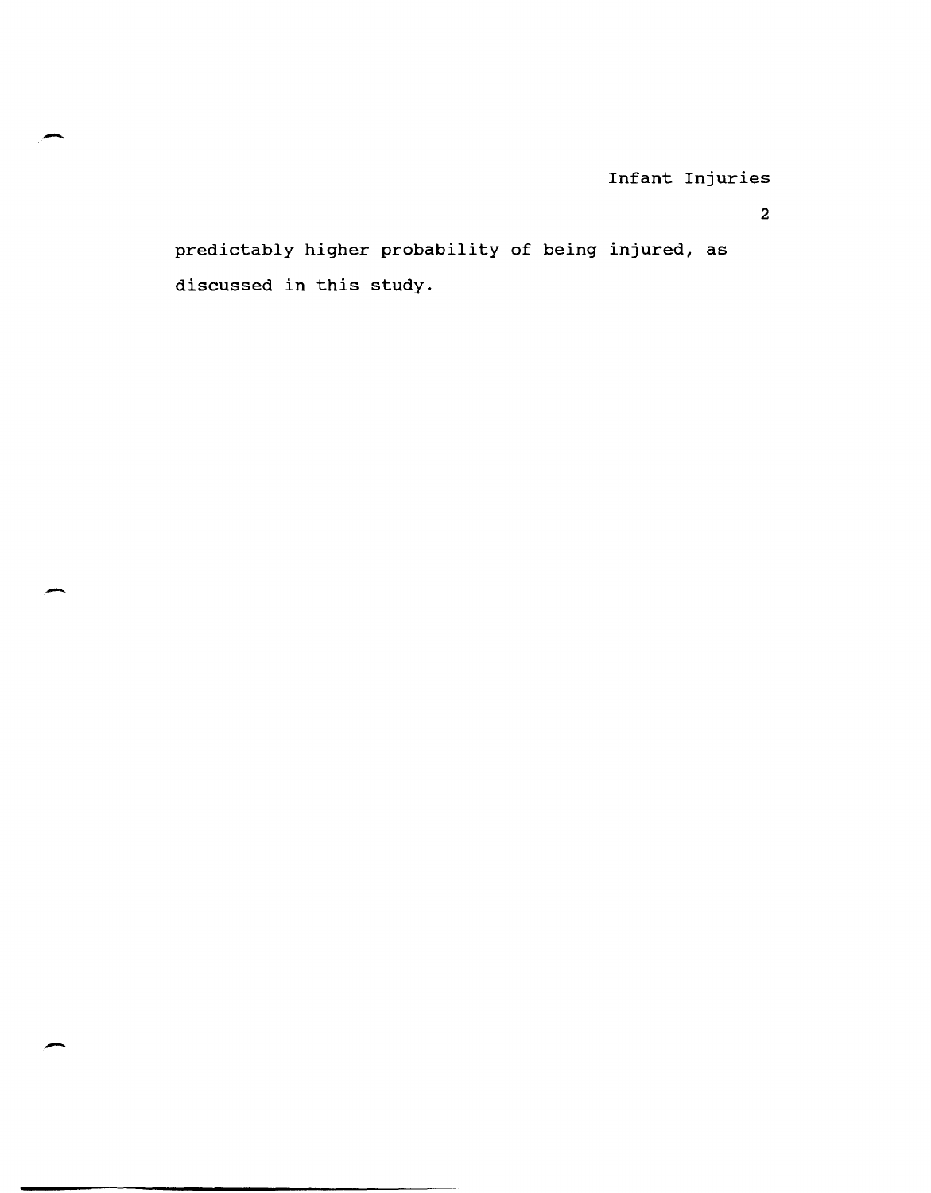predictably higher probability of being injured, as discussed in this study.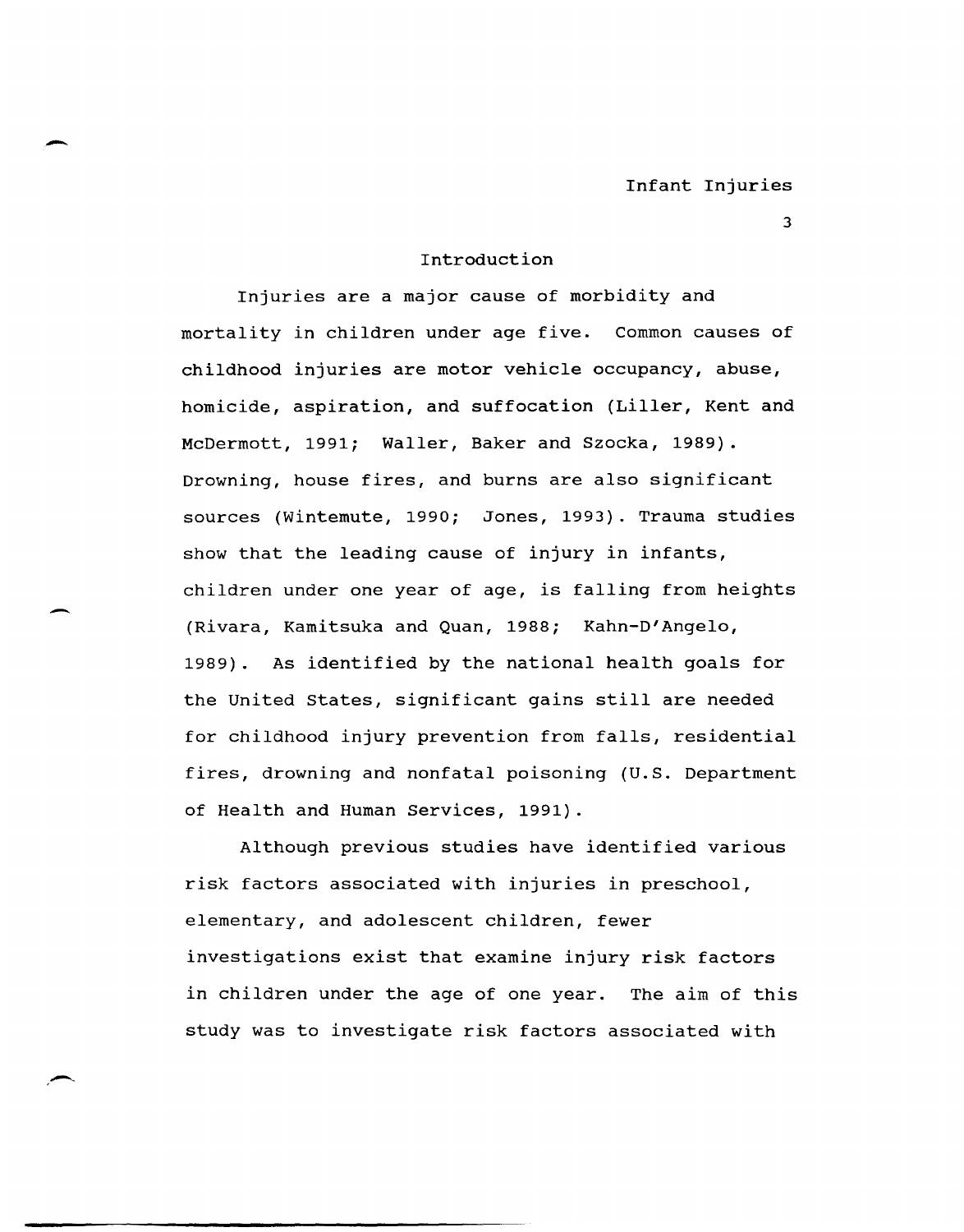## Introduction

Injuries are a major cause of morbidity and mortality in children under age five. Common causes of childhood injuries are motor vehicle occupancy, abuse, homicide, aspiration, and suffocation (Liller, Kent and McDermott, 1991; Waller, Baker and Szocka, 1989). Drowning, house fires, and burns are also significant sources (Wintemute, 1990; Jones, 1993). Trauma studies show that the leading cause of injury in infants, children under one year of age, is falling from heights (Rivara, Kamitsuka and Quan, 1988; Kahn-D'Angelo, 1989). As identified by the national health goals for the United States, significant gains still are needed for childhood injury prevention from falls, residential fires, drowning and nonfatal poisoning (U.S. Department of Health and Human Services, 1991).

Although previous studies have identified various risk factors associated with injuries in preschool, elementary, and adolescent children, fewer investigations exist that examine injury risk factors in children under the age of one year. The aim of this study was to investigate risk factors associated with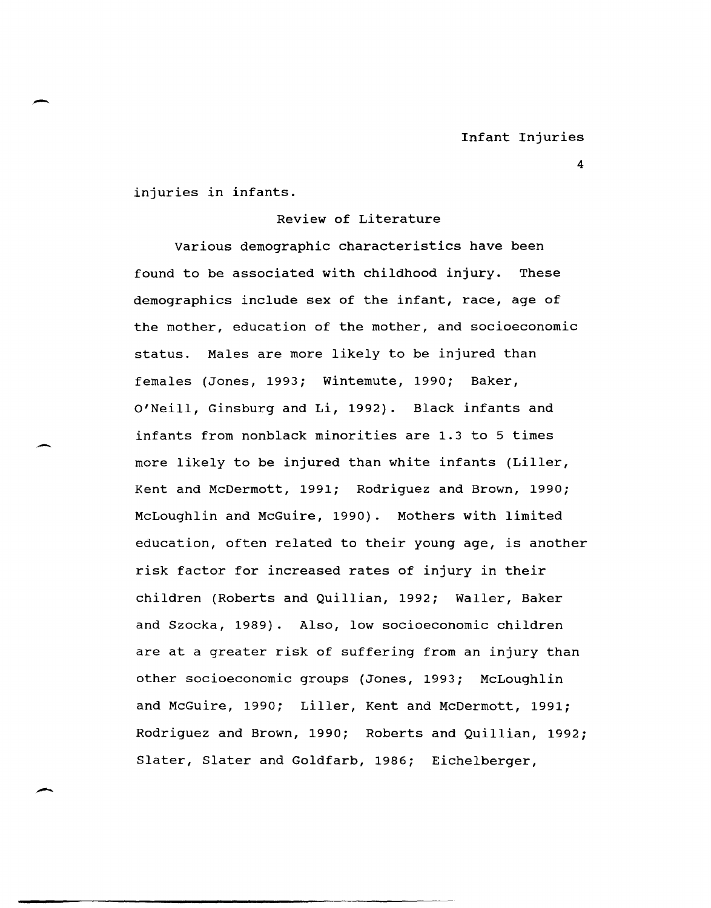injuries in infants.

## Review of Literature

Various demographic characteristics have been found to be associated with childhood injury. These demographics include sex of the infant, race, age of the mother, education of the mother, and socioeconomic status. Males are more likely to be injured than females (Jones, 1993; Wintemute, 1990; Baker, O'Neill, Ginsburg and Li, 1992). Black infants and infants from nonblack minorities are 1.3 to 5 times more likely to be injured than white infants (Liller, Kent and McDermott, 1991; Rodriguez and Brown, 1990; McLoughlin and McGuire, 1990). Mothers with limited education, often related to their young age, is another risk factor for increased rates of injury in their children (Roberts and Quillian, 1992; Waller, Baker and Szocka, 1989). Also, low socioeconomic children are at a greater risk of suffering from an injury than other socioeconomic groups (Jones, 1993; McLoughlin and McGuire, 1990; Liller, Kent and McDermott, 1991; Rodriguez and Brown, 1990; Roberts and Quillian, 1992; Slater, Slater and Goldfarb, 1986; Eichelberger,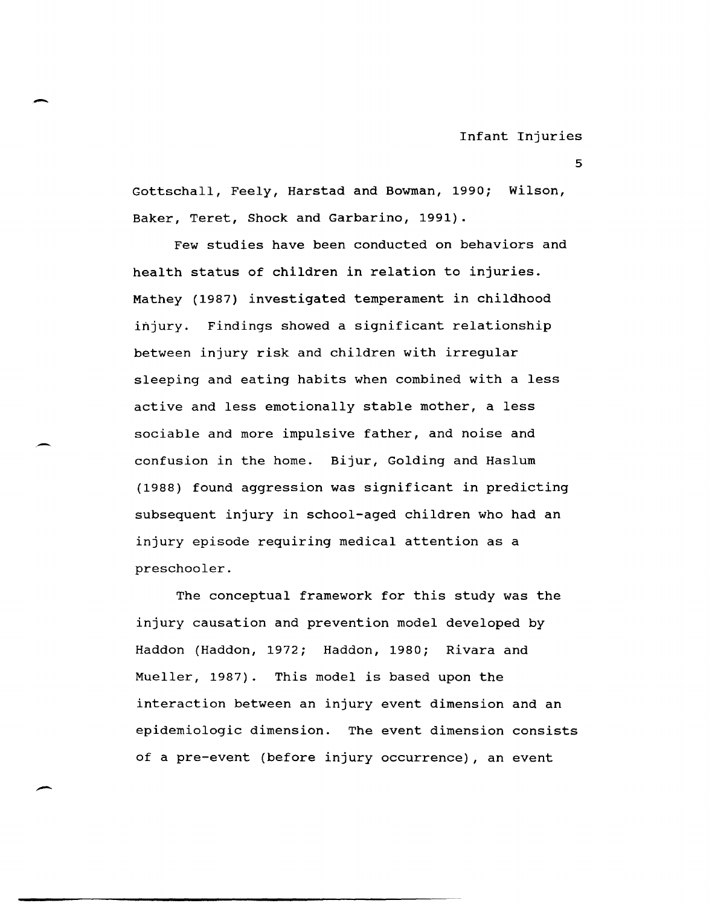Gottschall, Feely, Harstad and Bowman, 1990; Wilson, Baker, Teret, Shock and Garbarino, 1991).

Few studies have been conducted on behaviors and health status of children in relation to injuries. Mathey (1987) investigated temperament in childhood injury. Findings showed a significant relationship between injury risk and children with irregular sleeping and eating habits when combined with a less active and less emotionally stable mother, a less sociable and more impulsive father, and noise and confusion in the home. Bijur, Golding and Haslum (1988) found aggression was significant in predicting subsequent injury in school-aged children who had an injury episode requiring medical attention as a preschooler.

The conceptual framework for this study was the injury causation and prevention model developed by Haddon (Haddon, 1972; Haddon, 1980; Rivara and Mueller, 1987). This model is based upon the interaction between an injury event dimension and an epidemiologic dimension. The event dimension consists of a pre-event (before injury occurrence), an event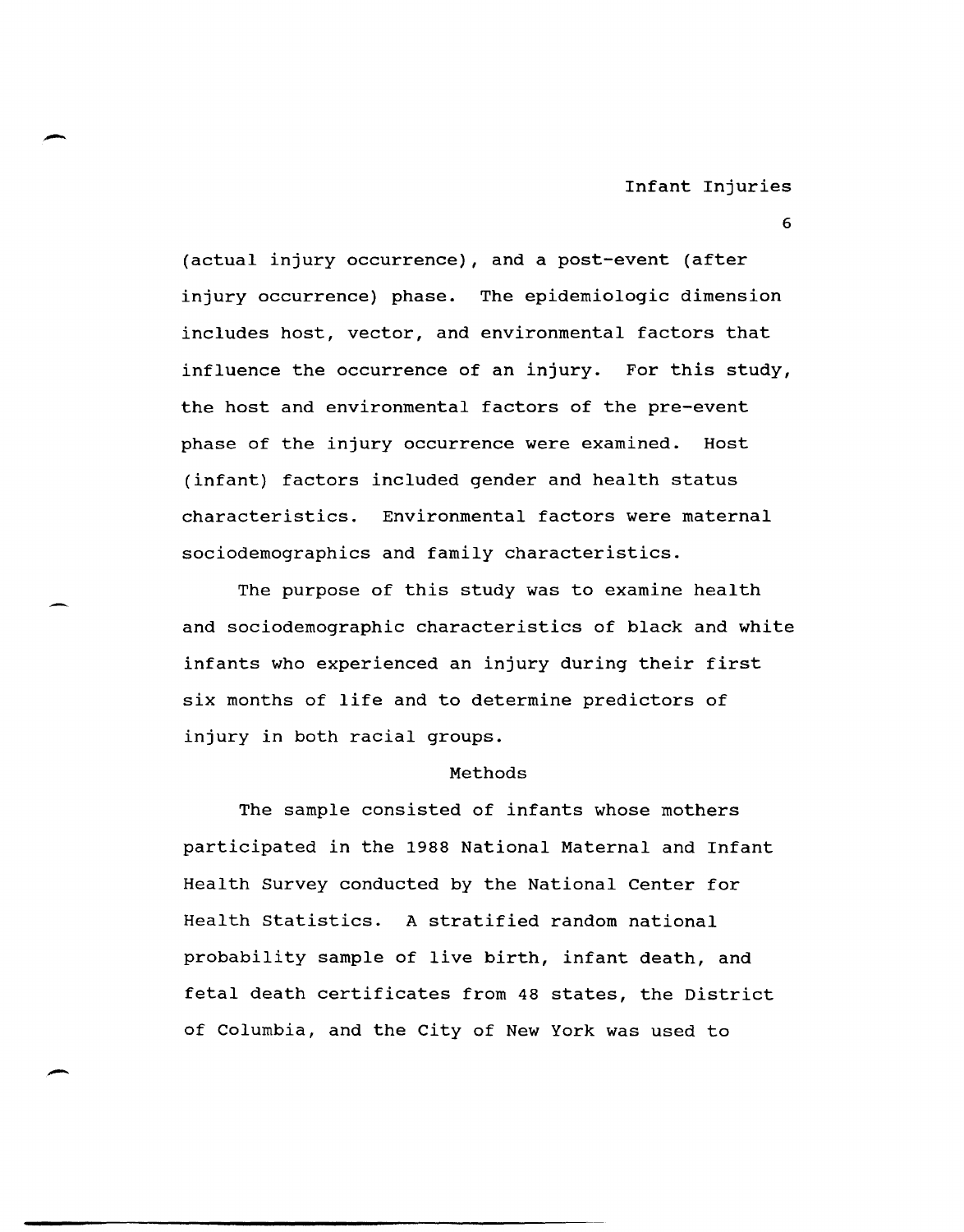(actual injury occurrence), and a post-event (after injury occurrence) phase. The epidemiologic dimension includes host, vector, and environmental factors that influence the occurrence of an injury. For this study, the host and environmental factors of the pre-event phase of the injury occurrence were examined. Host (infant) factors included gender and health status characteristics. Environmental factors were maternal sociodemographics and family characteristics.

The purpose of this study was to examine health and sociodemographic characteristics of black and white infants who experienced an injury during their first six months of life and to determine predictors of injury in both racial groups.

## Methods

The sample consisted of infants whose mothers participated in the 1988 National Maternal and Infant Health Survey conducted by the National Center for Health Statistics. A stratified random national probability sample of live birth, infant death, and fetal death certificates from 48 states, the District of Columbia, and the City of New York was used to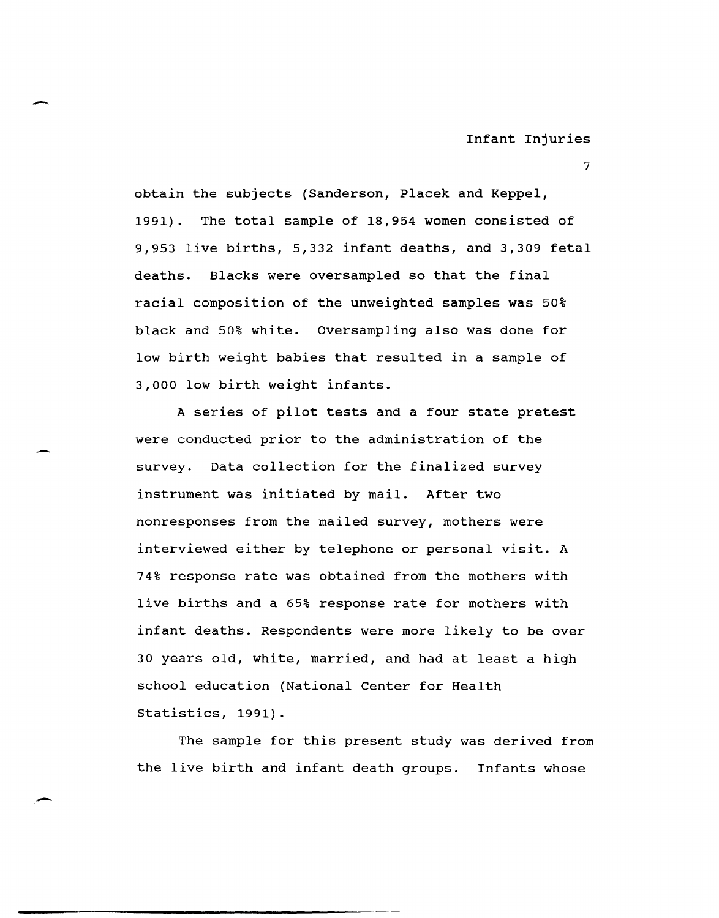obtain the subjects (Sanderson, Placek and Keppel, 1991). The total sample of 18,954 women consisted of 9,953 live births, 5,332 infant deaths, and 3,309 fetal deaths. Blacks were oversampled so that the final racial composition of the unweighted samples was 50% black and 50% white. Oversampling also was done for low birth weight babies that resulted in a sample of 3,000 low birth weight infants.

A series of pilot tests and a four state pretest were conducted prior to the administration of the survey. Data collection for the finalized survey instrument was initiated by mail. After two nonresponses from the mailed survey, mothers were interviewed either by telephone or personal visit. A 74% response rate was obtained from the mothers with live births and a 65% response rate for mothers with infant deaths. Respondents were more likely to be over 30 years old, white, married, and had at least a high school education (National Center for Health Statistics, 1991).

The sample for this present study was derived from the live birth and infant death groups. Infants whose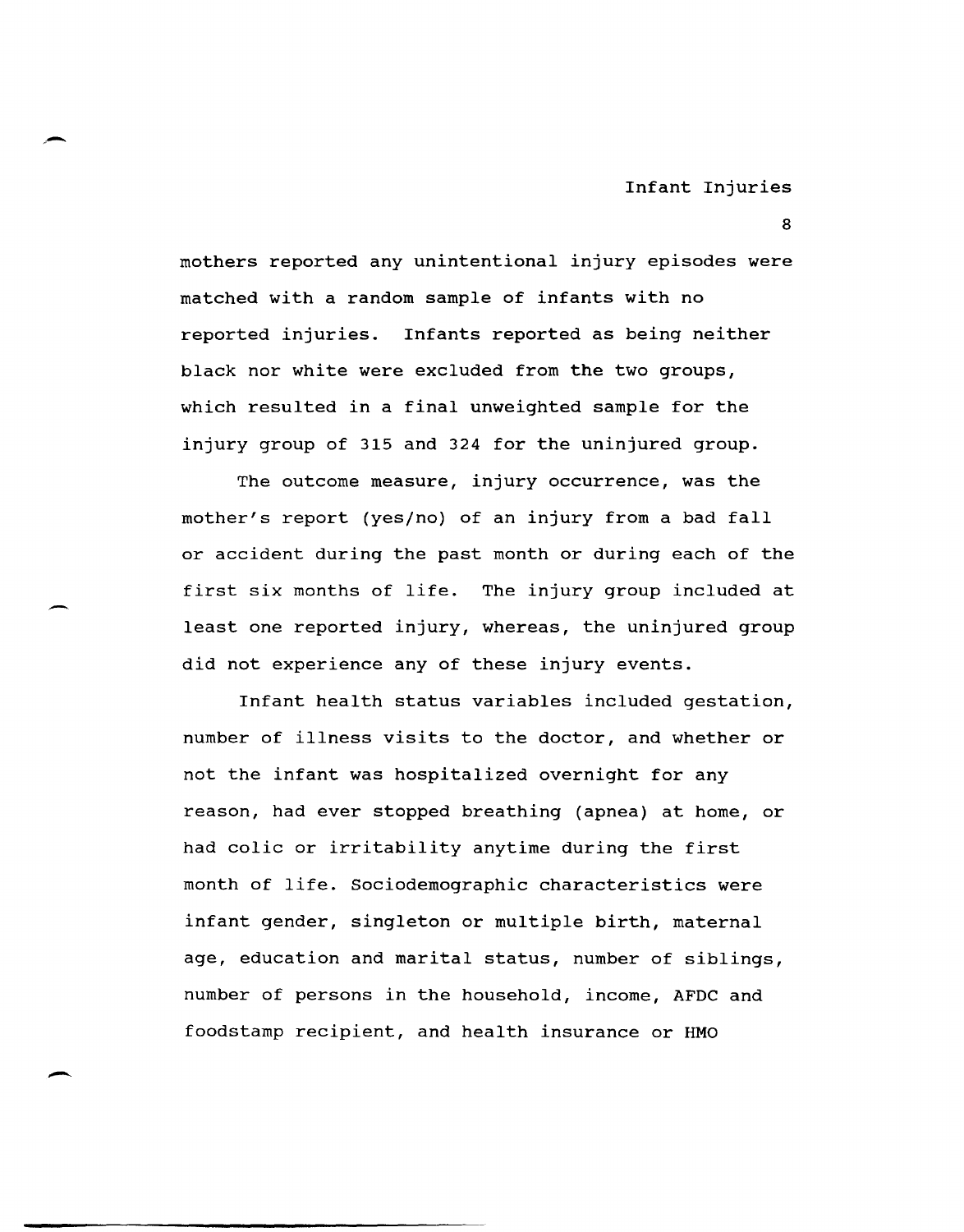mothers reported any unintentional injury episodes were matched with a random sample of infants with no reported injuries. Infants reported as being neither black nor white were excluded from the two groups, which resulted in a final unweighted sample for the injury group of 315 and 324 for the uninjured group.

The outcome measure, injury occurrence, was the mother's report (yes/no) of an injury from a bad fall or accident during the past month or during each of the first six months of life. The injury group included at least one reported injury, whereas, the uninjured group did not experience any of these injury events.

Infant health status variables included gestation, number of illness visits to the doctor, and whether or not the infant was hospitalized overnight for any reason, had ever stopped breathing (apnea) at home, or had colic or irritability anytime during the first month of life. Sociodemographic characteristics were infant gender, singleton or multiple birth, maternal age, education and marital status, number of siblings, number of persons in the household, income, AFDC and foodstamp recipient, and health insurance or HMO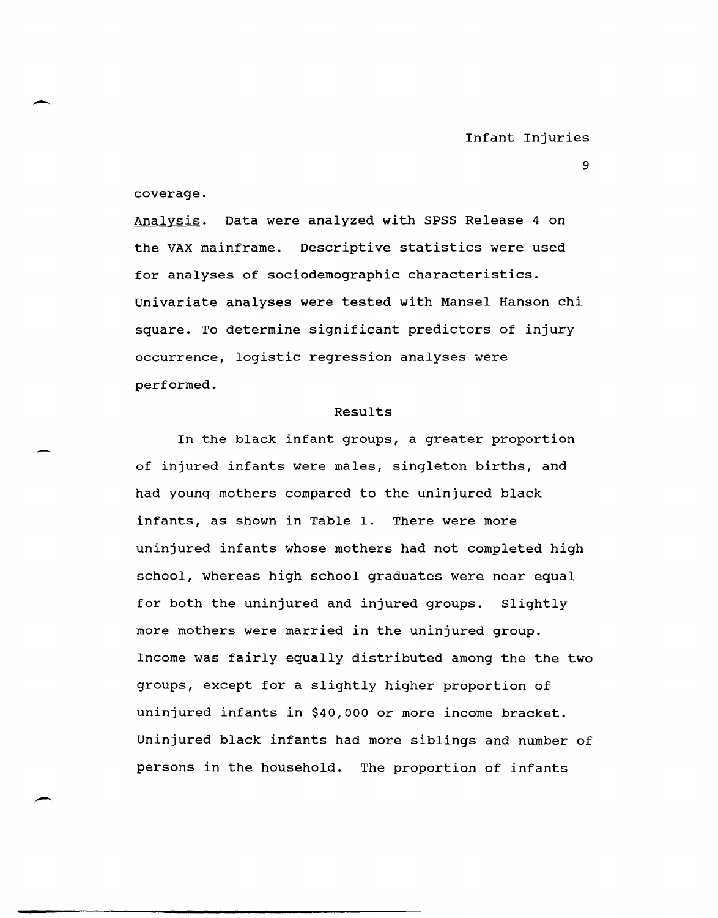coverage.

_Analysis_. Data were analyzed with SPSS Release 4 on the VAX mainframe. Descriptive statistics were used for analyses of sociodemographic characteristics. Univariate analyses were tested with Mansel Hanson chi square. To determine significant predictors of injury occurrence, logistic regression analyses were performed.

## Results

In the black infant groups, a greater proportion of injured infants were males, singleton births, and had young mothers compared to the uninjured black infants, as shown in Table 1. There were more uninjured infants whose mothers had not completed high school, whereas high school graduates were near equal for both the uninjured and injured groups. Slightly more mothers were married in the uninjured group. Income was fairly equally distributed among the the two groups, except for a slightly higher proportion of uninjured infants in $40,000 or more income bracket. Uninjured black infants had more siblings and number of persons in the household. The proportion of infants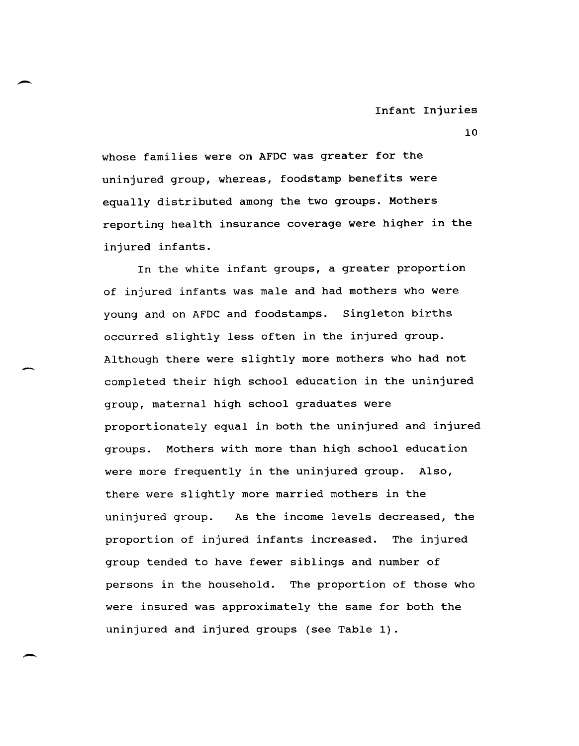whose families were on AFDC was greater for the uninjured group, whereas, foodstamp benefits were equally distributed among the two groups. Mothers reporting health insurance coverage were higher in the injured infants.

In the white infant groups, a greater proportion of injured infants was male and had mothers who were young and on AFDC and foodstamps. Singleton births occurred slightly less often in the injured group. Although there were slightly more mothers who had not completed their high school education in the uninjured group, maternal high school graduates were proportionately equal in both the uninjured and injured groups. Mothers with more than high school education were more frequently in the uninjured group. Also, there were slightly more married mothers in the uninjured group. As the income levels decreased, the proportion of injured infants increased. The injured group tended to have fewer siblings and number of persons in the household. The proportion of those who were insured was approximately the same for both the uninjured and injured groups (see Table 1).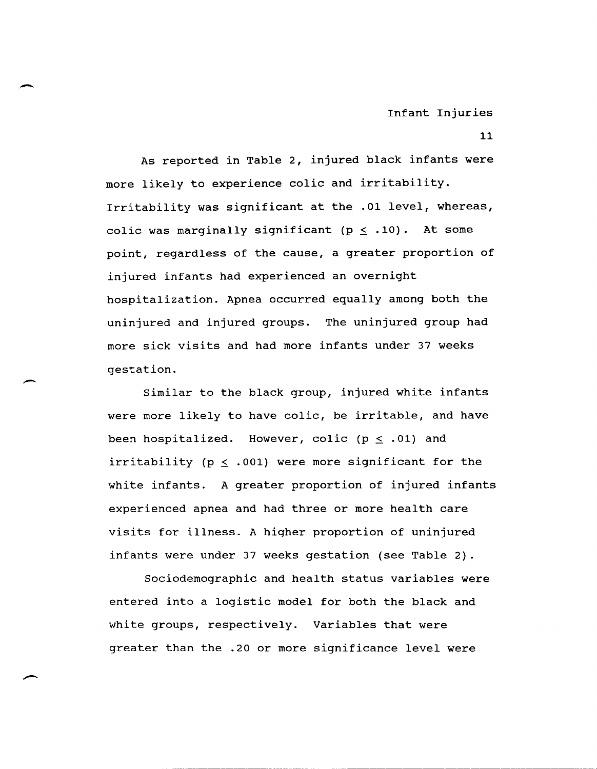As reported in Table 2, injured black infants were more likely to experience colic and irritability. Irritability was significant at the .01 level, whereas, colic was marginally significant ($p \leq .10$). At some point, regardless of the cause, a greater proportion of injured infants had experienced an overnight hospitalization. Apnea occurred equally among both the uninjured and injured groups. The uninjured group had more sick visits and had more infants under 37 weeks gestation.

Similar to the black group, injured white infants were more likely to have colic, be irritable, and have been hospitalized. However, colic ($p \leq .01$) and irritability ($p \leq .001$) were more significant for the white infants. A greater proportion of injured infants experienced apnea and had three or more health care visits for illness. A higher proportion of uninjured infants were under 37 weeks gestation (see Table 2).

Sociodemographic and health status variables were entered into a logistic model for both the black and white groups, respectively. Variables that were greater than the .20 or more significance level were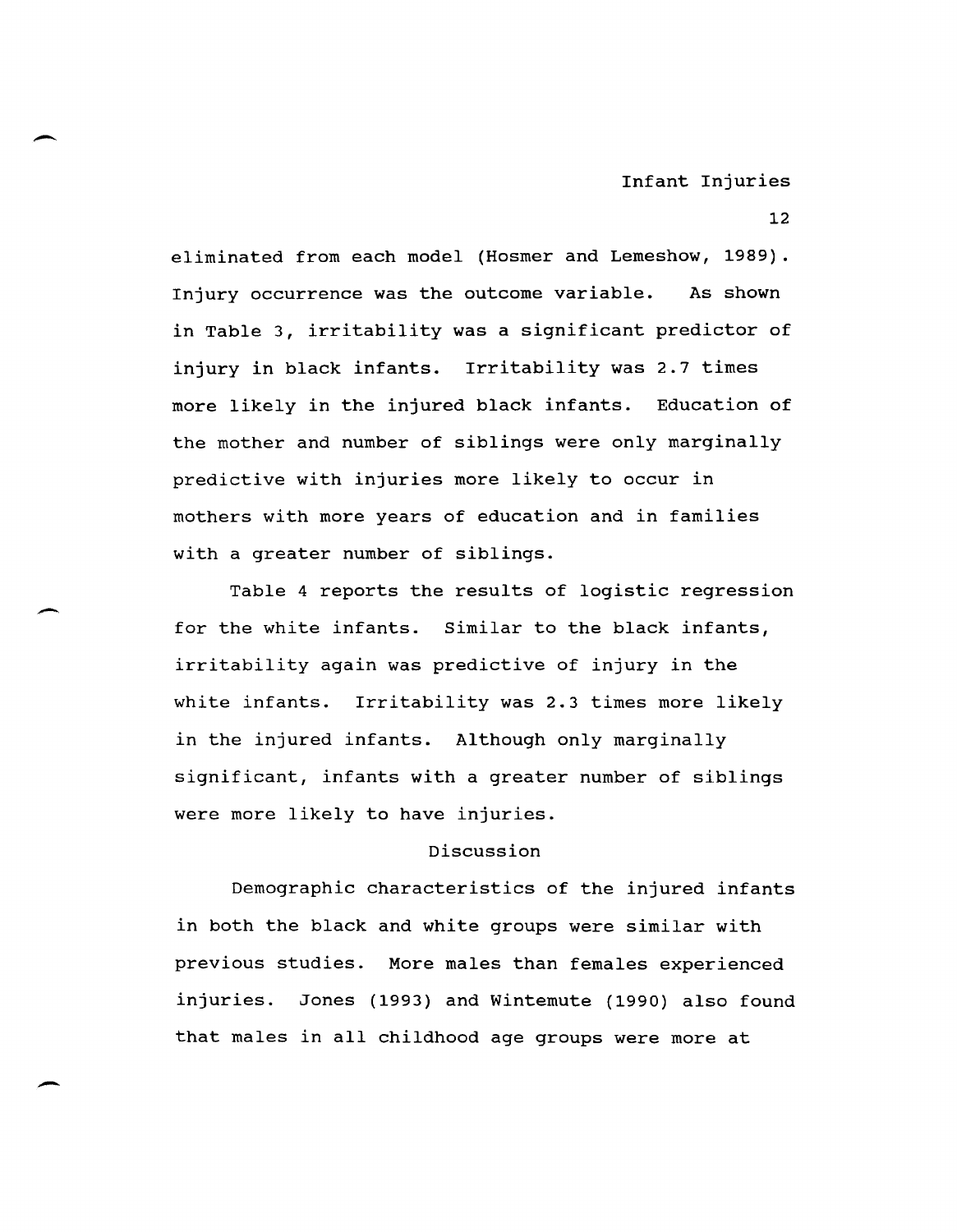eliminated from each model (Hosmer and Lemeshow, 1989). Injury occurrence was the outcome variable. As shown in Table 3, irritability was a significant predictor of injury in black infants. Irritability was 2.7 times more likely in the injured black infants. Education of the mother and number of siblings were only marginally predictive with injuries more likely to occur in mothers with more years of education and in families with a greater number of siblings.

Table 4 reports the results of logistic regression for the white infants. Similar to the black infants, irritability again was predictive of injury in the white infants. Irritability was 2.3 times more likely in the injured infants. Although only marginally significant, infants with a greater number of siblings were more likely to have injuries.

## Discussion

Demographic characteristics of the injured infants in both the black and white groups were similar with previous studies. More males than females experienced injuries. Jones (1993) and Wintemute (1990) also found that males in all childhood age groups were more at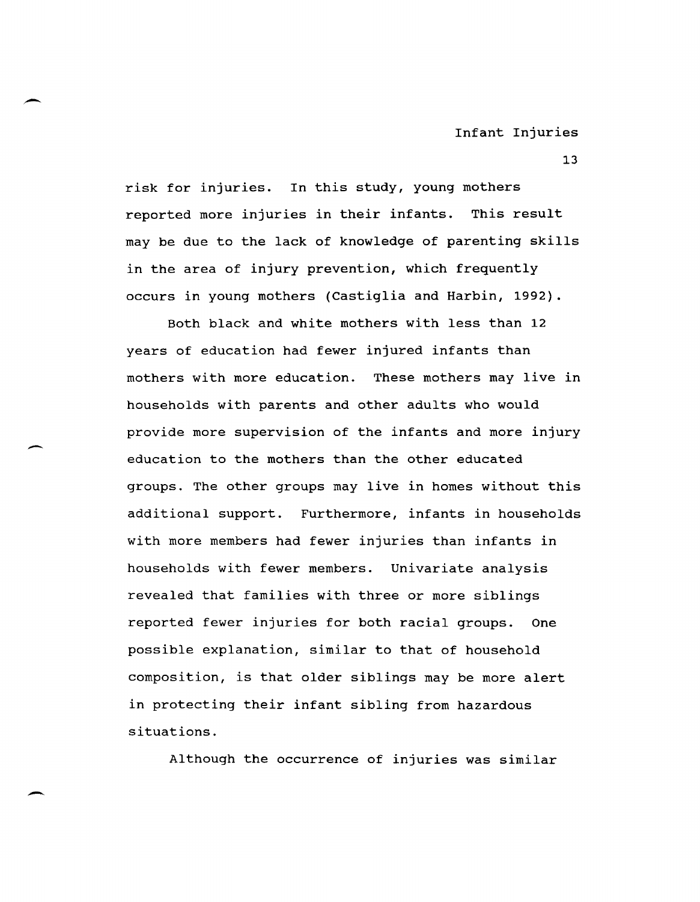risk for injuries. In this study, young mothers reported more injuries in their infants. This result may be due to the lack of knowledge of parenting skills in the area of injury prevention, which frequently occurs in young mothers (Castiglia and Harbin, 1992).

Both black and white mothers with less than 12 years of education had fewer injured infants than mothers with more education. These mothers may live in households with parents and other adults who would provide more supervision of the infants and more injury education to the mothers than the other educated groups. The other groups may live in homes without this additional support. Furthermore, infants in households with more members had fewer injuries than infants in households with fewer members. Univariate analysis revealed that families with three or more siblings reported fewer injuries for both racial groups. One possible explanation, similar to that of household composition, is that older siblings may be more alert in protecting their infant sibling from hazardous situations.

Although the occurrence of injuries was similar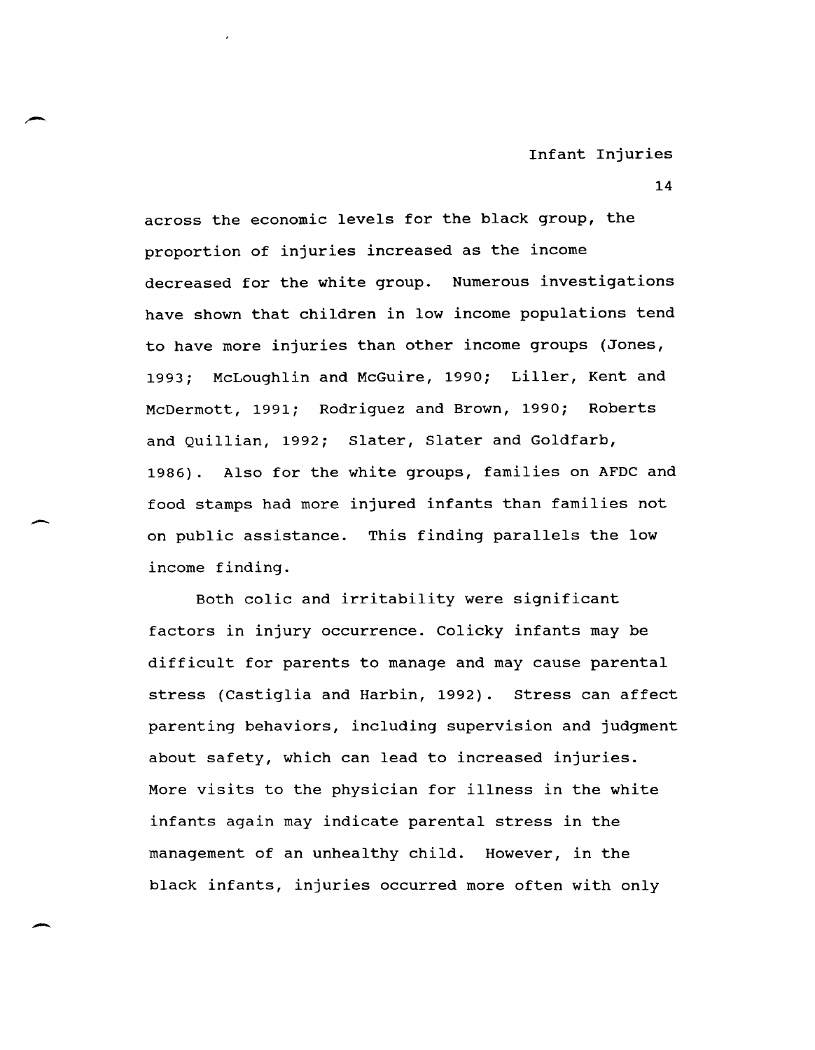across the economic levels for the black group, the proportion of injuries increased as the income decreased for the white group. Numerous investigations have shown that children in low income populations tend to have more injuries than other income groups (Jones, 1993; McLoughlin and McGuire, 1990; Liller, Kent and McDermott, 1991; Rodriguez and Brown, 1990; Roberts and Quillian, 1992; Slater, Slater and Goldfarb, 1986). Also for the white groups, families on AFDC and food stamps had more injured infants than families not on public assistance. This finding parallels the low income finding.

Both colic and irritability were significant factors in injury occurrence. Colicky infants may be difficult for parents to manage and may cause parental stress (Castiglia and Harbin, 1992). Stress can affect parenting behaviors, including supervision and judgment about safety, which can lead to increased injuries. More visits to the physician for illness in the white infants again may indicate parental stress in the management of an unhealthy child. However, in the black infants, injuries occurred more often with only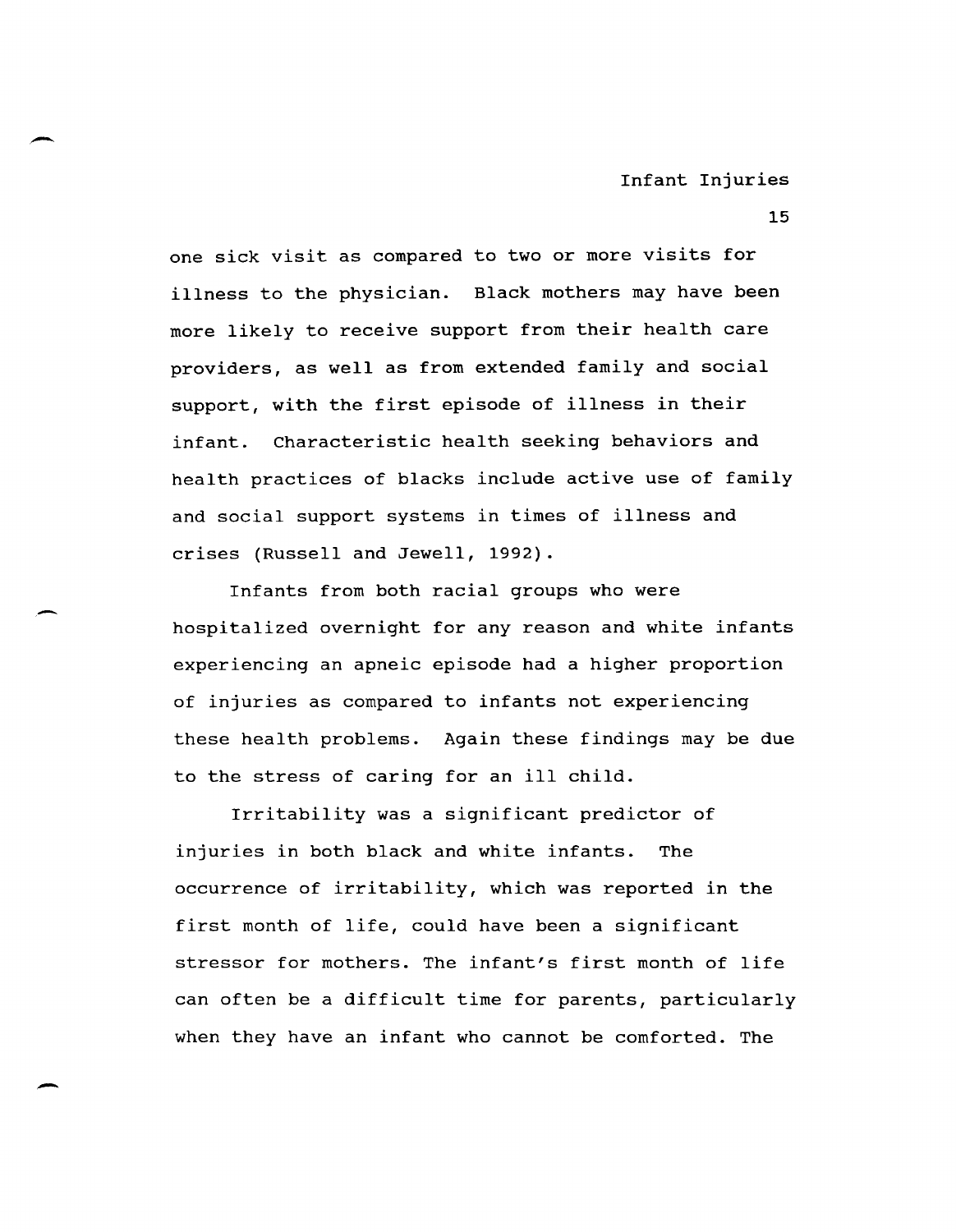one sick visit as compared to two or more visits for illness to the physician. Black mothers may have been more likely to receive support from their health care providers, as well as from extended family and social support, with the first episode of illness in their infant. Characteristic health seeking behaviors and health practices of blacks include active use of family and social support systems in times of illness and crises (Russell and Jewell, 1992).

Infants from both racial groups who were hospitalized overnight for any reason and white infants experiencing an apneic episode had a higher proportion of injuries as compared to infants not experiencing these health problems. Again these findings may be due to the stress of caring for an ill child.

Irritability was a significant predictor of injuries in both black and white infants. The occurrence of irritability, which was reported in the first month of life, could have been a significant stressor for mothers. The infant's first month of life can often be a difficult time for parents, particularly when they have an infant who cannot be comforted. The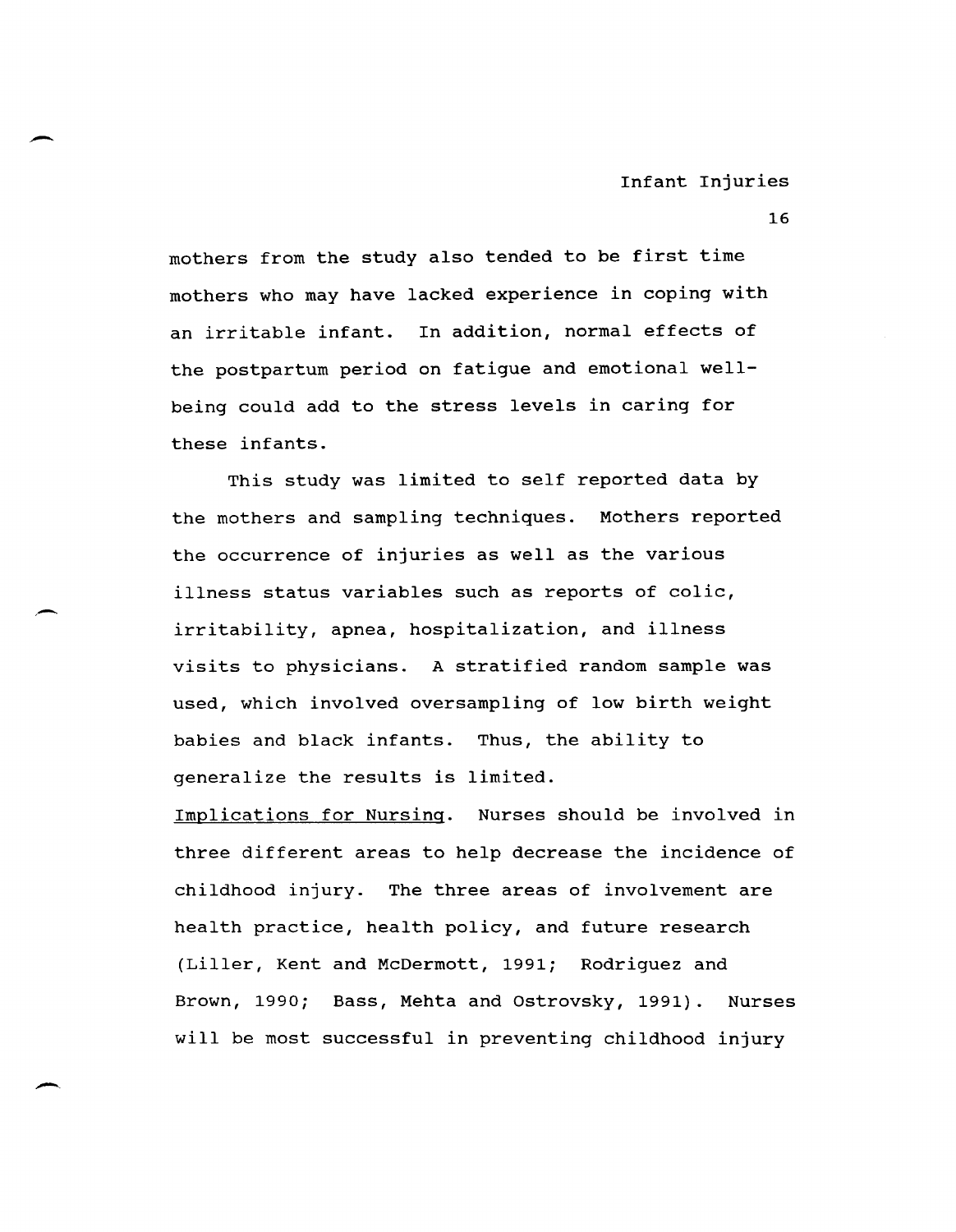mothers from the study also tended to be first time mothers who may have lacked experience in coping with an irritable infant. In addition, normal effects of the postpartum period on fatigue and emotional well-being could add to the stress levels in caring for these infants.

This study was limited to self reported data by the mothers and sampling techniques. Mothers reported the occurrence of injuries as well as the various illness status variables such as reports of colic, irritability, apnea, hospitalization, and illness visits to physicians. A stratified random sample was used, which involved oversampling of low birth weight babies and black infants. Thus, the ability to generalize the results is limited.

Implications for Nursing. Nurses should be involved in three different areas to help decrease the incidence of childhood injury. The three areas of involvement are health practice, health policy, and future research (Liller, Kent and McDermott, 1991; Rodriguez and Brown, 1990; Bass, Mehta and Ostrovsky, 1991). Nurses will be most successful in preventing childhood injury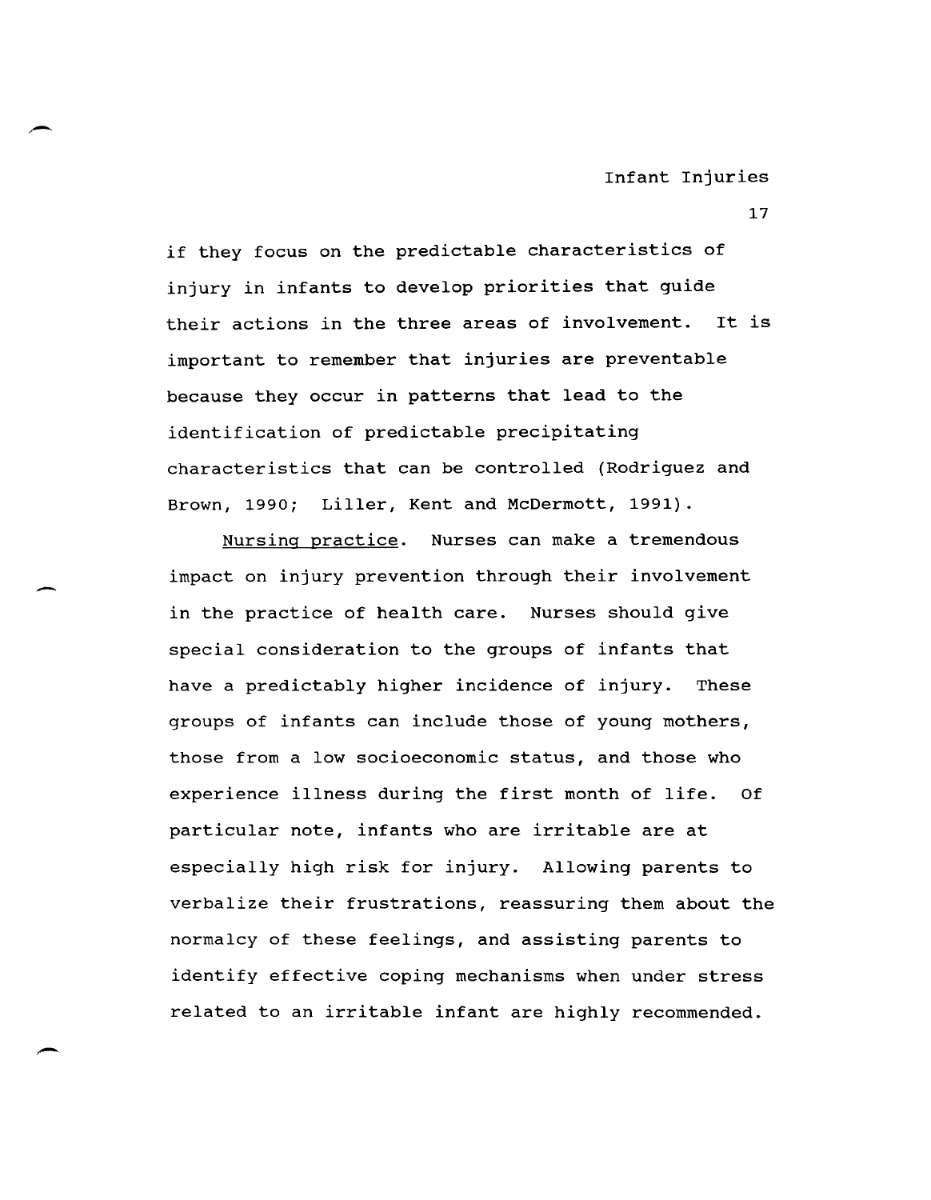if they focus on the predictable characteristics of injury in infants to develop priorities that guide their actions in the three areas of involvement. It is important to remember that injuries are preventable because they occur in patterns that lead to the identification of predictable precipitating characteristics that can be controlled (Rodriguez and Brown, 1990; Liller, Kent and McDermott, 1991).

Nursing practice. Nurses can make a tremendous impact on injury prevention through their involvement in the practice of health care. Nurses should give special consideration to the groups of infants that have a predictably higher incidence of injury. These groups of infants can include those of young mothers, those from a low socioeconomic status, and those who experience illness during the first month of life. Of particular note, infants who are irritable are at especially high risk for injury. Allowing parents to verbalize their frustrations, reassuring them about the normalcy of these feelings, and assisting parents to identify effective coping mechanisms when under stress related to an irritable infant are highly recommended.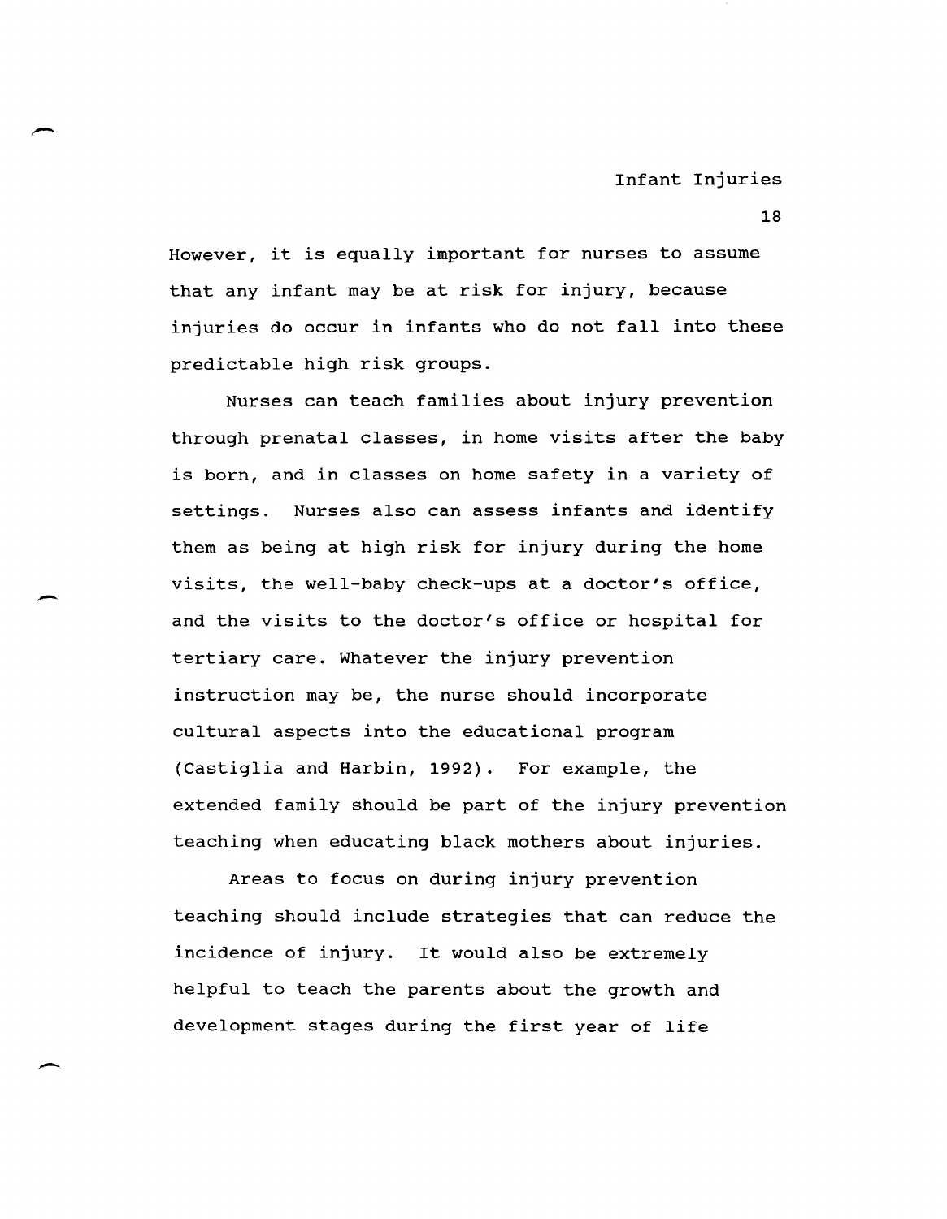However, it is equally important for nurses to assume that any infant may be at risk for injury, because injuries do occur in infants who do not fall into these predictable high risk groups.

Nurses can teach families about injury prevention through prenatal classes, in home visits after the baby is born, and in classes on home safety in a variety of settings. Nurses also can assess infants and identify them as being at high risk for injury during the home visits, the well-baby check-ups at a doctor's office, and the visits to the doctor's office or hospital for tertiary care. Whatever the injury prevention instruction may be, the nurse should incorporate cultural aspects into the educational program (Castiglia and Harbin, 1992). For example, the extended family should be part of the injury prevention teaching when educating black mothers about injuries.

Areas to focus on during injury prevention teaching should include strategies that can reduce the incidence of injury. It would also be extremely helpful to teach the parents about the growth and development stages during the first year of life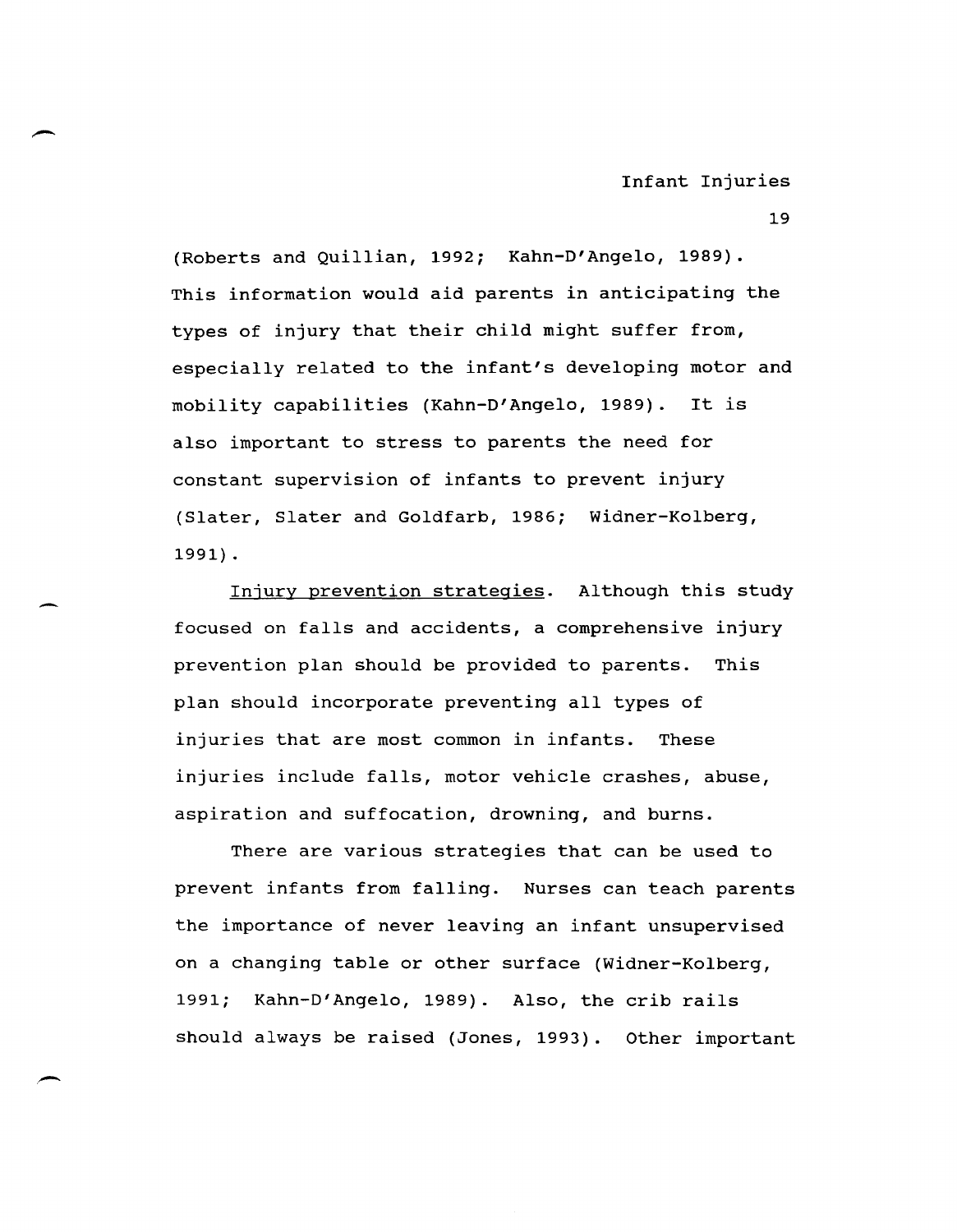(Roberts and Quillian, 1992; Kahn-D'Angelo, 1989). This information would aid parents in anticipating the types of injury that their child might suffer from, especially related to the infant's developing motor and mobility capabilities (Kahn-D'Angelo, 1989). It is also important to stress to parents the need for constant supervision of infants to prevent injury (Slater, Slater and Goldfarb, 1986; Widner-Kolberg, 1991).

Injury prevention strategies. Although this study focused on falls and accidents, a comprehensive injury prevention plan should be provided to parents. This plan should incorporate preventing all types of injuries that are most common in infants. These injuries include falls, motor vehicle crashes, abuse, aspiration and suffocation, drowning, and burns.

There are various strategies that can be used to prevent infants from falling. Nurses can teach parents the importance of never leaving an infant unsupervised on a changing table or other surface (Widner-Kolberg, 1991; Kahn-D'Angelo, 1989). Also, the crib rails should always be raised (Jones, 1993). Other important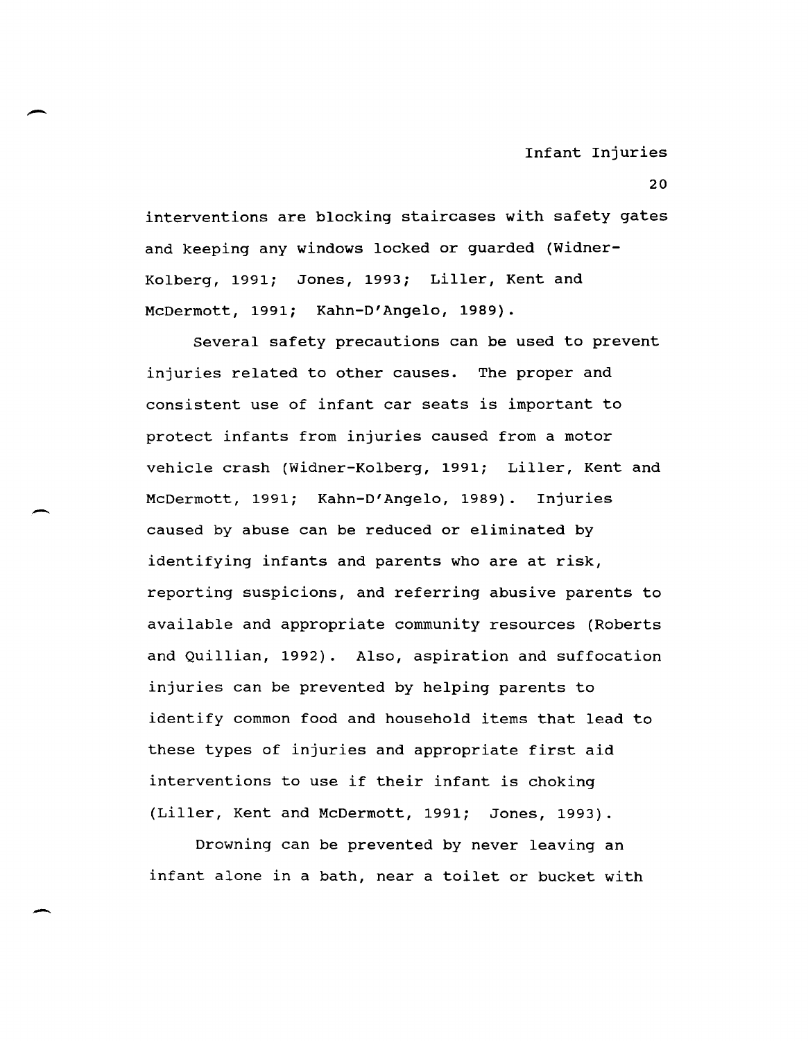interventions are blocking staircases with safety gates and keeping any windows locked or guarded (Widner-Kolberg, 1991; Jones, 1993; Liller, Kent and McDermott, 1991; Kahn-D'Angelo, 1989).

Several safety precautions can be used to prevent injuries related to other causes. The proper and consistent use of infant car seats is important to protect infants from injuries caused from a motor vehicle crash (Widner-Kolberg, 1991; Liller, Kent and McDermott, 1991; Kahn-D'Angelo, 1989). Injuries caused by abuse can be reduced or eliminated by identifying infants and parents who are at risk, reporting suspicions, and referring abusive parents to available and appropriate community resources (Roberts and Quillian, 1992). Also, aspiration and suffocation injuries can be prevented by helping parents to identify common food and household items that lead to these types of injuries and appropriate first aid interventions to use if their infant is choking (Liller, Kent and McDermott, 1991; Jones, 1993).

Drowning can be prevented by never leaving an infant alone in a bath, near a toilet or bucket with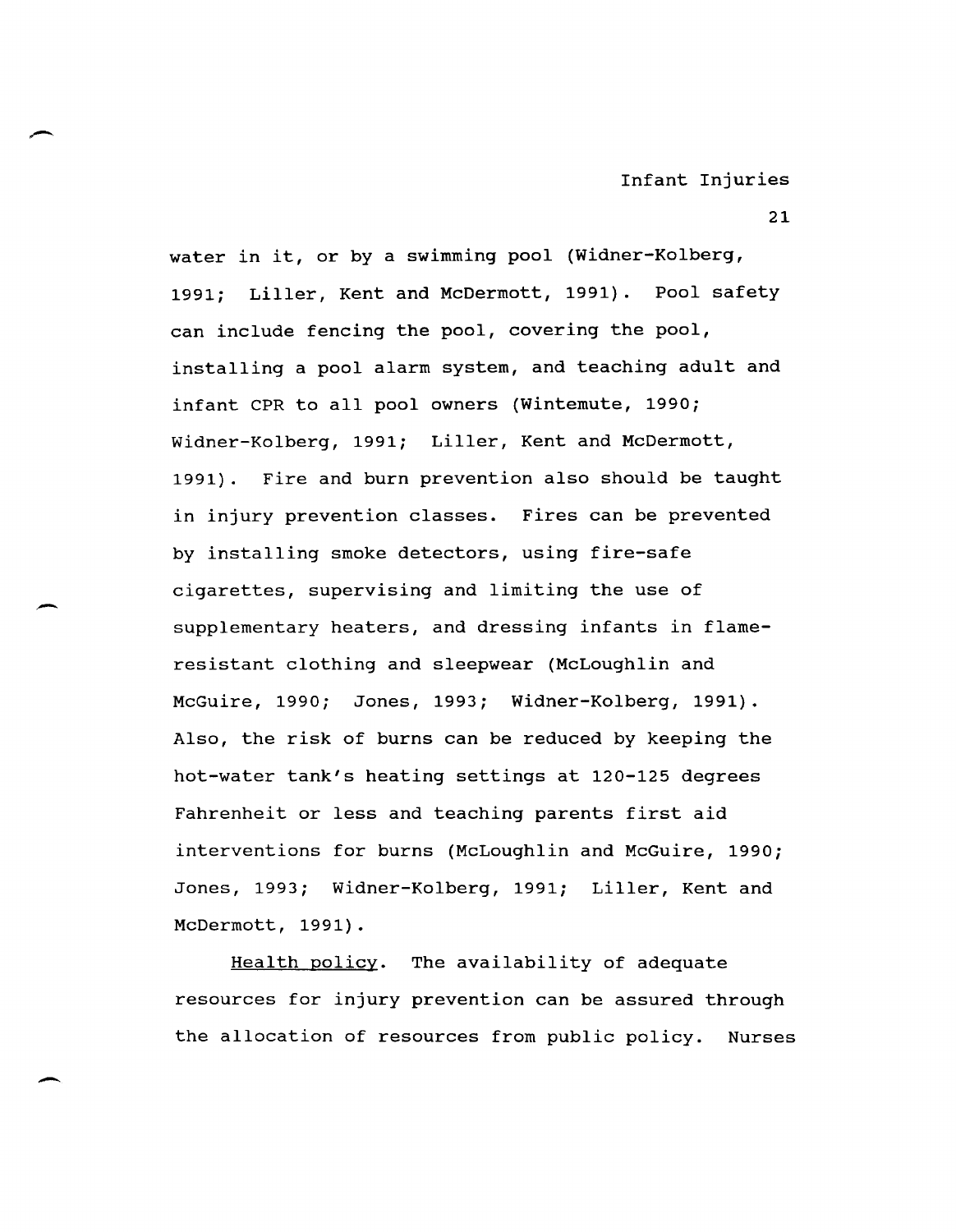water in it, or by a swimming pool (Widner-Kolberg, 1991; Liller, Kent and McDermott, 1991). Pool safety can include fencing the pool, covering the pool, installing a pool alarm system, and teaching adult and infant CPR to all pool owners (Wintemute, 1990; Widner-Kolberg, 1991; Liller, Kent and McDermott, 1991). Fire and burn prevention also should be taught in injury prevention classes. Fires can be prevented by installing smoke detectors, using fire-safe cigarettes, supervising and limiting the use of supplementary heaters, and dressing infants in flame-resistant clothing and sleepwear (McLoughlin and McGuire, 1990; Jones, 1993; Widner-Kolberg, 1991). Also, the risk of burns can be reduced by keeping the hot-water tank's heating settings at 120-125 degrees Fahrenheit or less and teaching parents first aid interventions for burns (McLoughlin and McGuire, 1990; Jones, 1993; Widner-Kolberg, 1991; Liller, Kent and McDermott, 1991).

<u>Health policy</u>. The availability of adequate resources for injury prevention can be assured through the allocation of resources from public policy. Nurses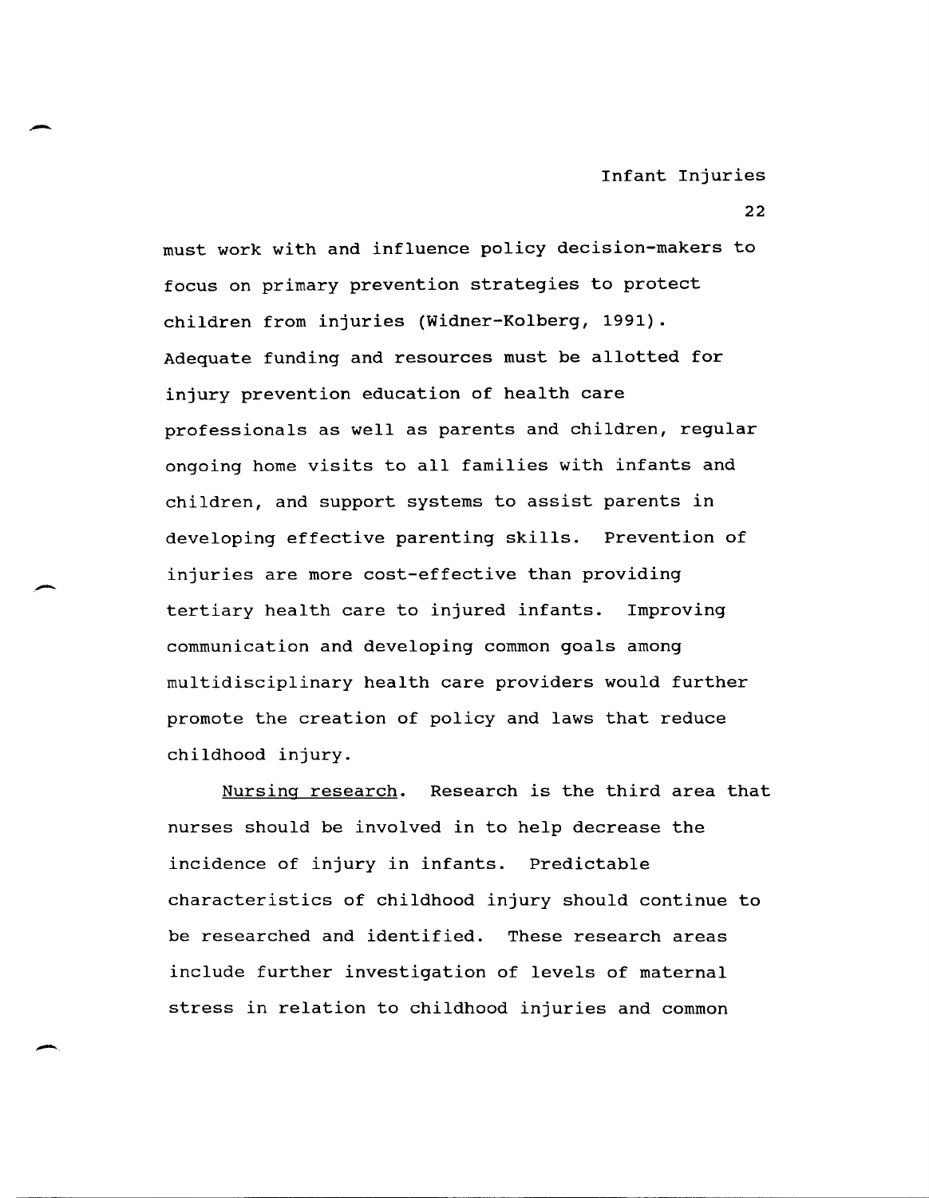must work with and influence policy decision-makers to focus on primary prevention strategies to protect children from injuries (Widner-Kolberg, 1991). Adequate funding and resources must be allotted for injury prevention education of health care professionals as well as parents and children, regular ongoing home visits to all families with infants and children, and support systems to assist parents in developing effective parenting skills. Prevention of injuries are more cost-effective than providing tertiary health care to injured infants. Improving communication and developing common goals among multidisciplinary health care providers would further promote the creation of policy and laws that reduce childhood injury.

Nursing research. Research is the third area that nurses should be involved in to help decrease the incidence of injury in infants. Predictable characteristics of childhood injury should continue to be researched and identified. These research areas include further investigation of levels of maternal stress in relation to childhood injuries and common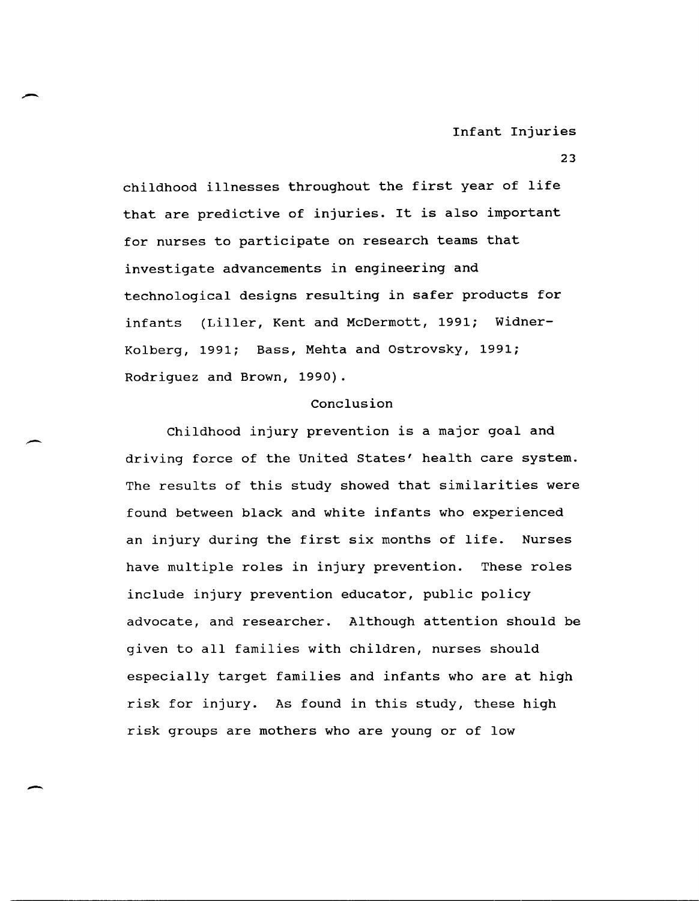childhood illnesses throughout the first year of life that are predictive of injuries. It is also important for nurses to participate on research teams that investigate advancements in engineering and technological designs resulting in safer products for infants (Liller, Kent and McDermott, 1991; Widner-Kolberg, 1991; Bass, Mehta and Ostrovsky, 1991; Rodriguez and Brown, 1990).

## Conclusion

Childhood injury prevention is a major goal and driving force of the United States' health care system. The results of this study showed that similarities were found between black and white infants who experienced an injury during the first six months of life. Nurses have multiple roles in injury prevention. These roles include injury prevention educator, public policy advocate, and researcher. Although attention should be given to all families with children, nurses should especially target families and infants who are at high risk for injury. As found in this study, these high risk groups are mothers who are young or of low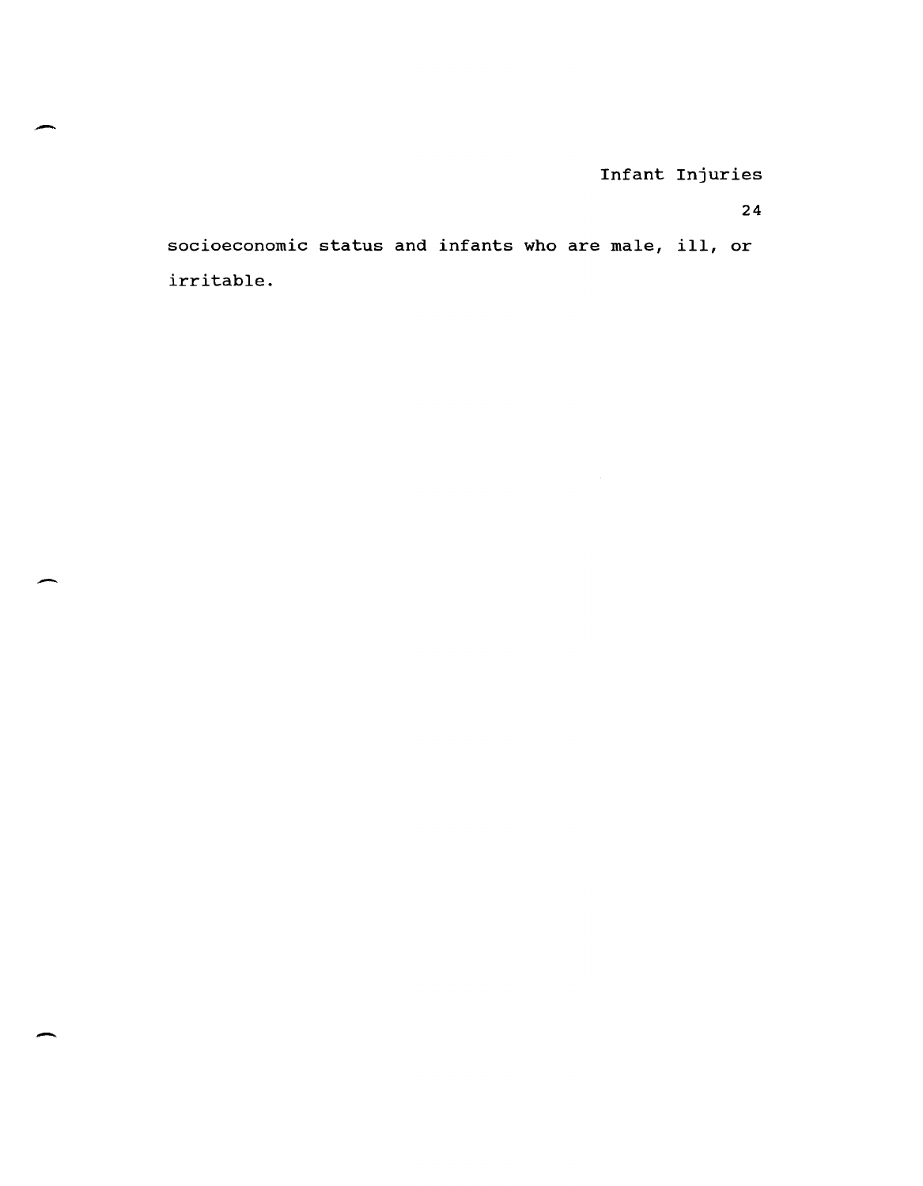socioeconomic status and infants who are male, ill, or irritable.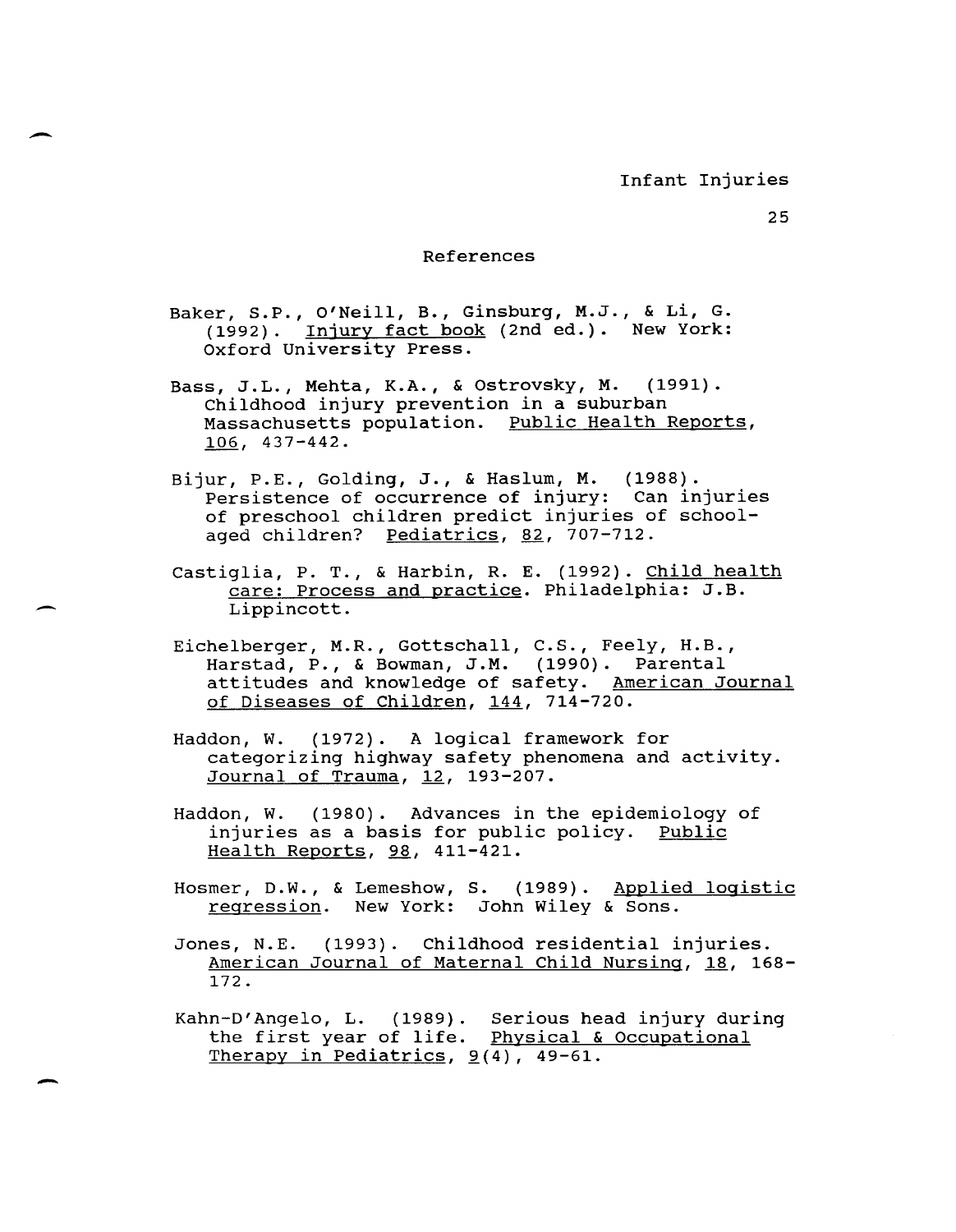# References

Baker, S.P., O'Neill, B., Ginsburg, M.J., & Li, G. (1992). Injury fact book (2nd ed.). New York: Oxford University Press.

Bass, J.L., Mehta, K.A., & Ostrovsky, M. (1991). Childhood injury prevention in a suburban Massachusetts population. Public Health Reports, 106, 437-442.

Bijur, P.E., Golding, J., & Haslum, M. (1988). Persistence of occurrence of injury: Can injuries of preschool children predict injuries of school-aged children? Pediatrics, 82, 707-712.

Castiglia, P. T., & Harbin, R. E. (1992). Child health care: Process and practice. Philadelphia: J.B. Lippincott.

Eichelberger, M.R., Gottschall, C.S., Feely, H.B., Harstad, P., & Bowman, J.M. (1990). Parental attitudes and knowledge of safety. American Journal of Diseases of Children, 144, 714-720.

Haddon, W. (1972). A logical framework for categorizing highway safety phenomena and activity. Journal of Trauma, 12, 193-207.

Haddon, W. (1980). Advances in the epidemiology of injuries as a basis for public policy. Public Health Reports, 98, 411-421.

Hosmer, D.W., & Lemeshow, S. (1989). Applied logistic regression. New York: John Wiley & Sons.

Jones, N.E. (1993). Childhood residential injuries. American Journal of Maternal Child Nursing, 18, 168-172.

Kahn-D'Angelo, L. (1989). Serious head injury during the first year of life. Physical & Occupational Therapy in Pediatrics, 9(4), 49-61.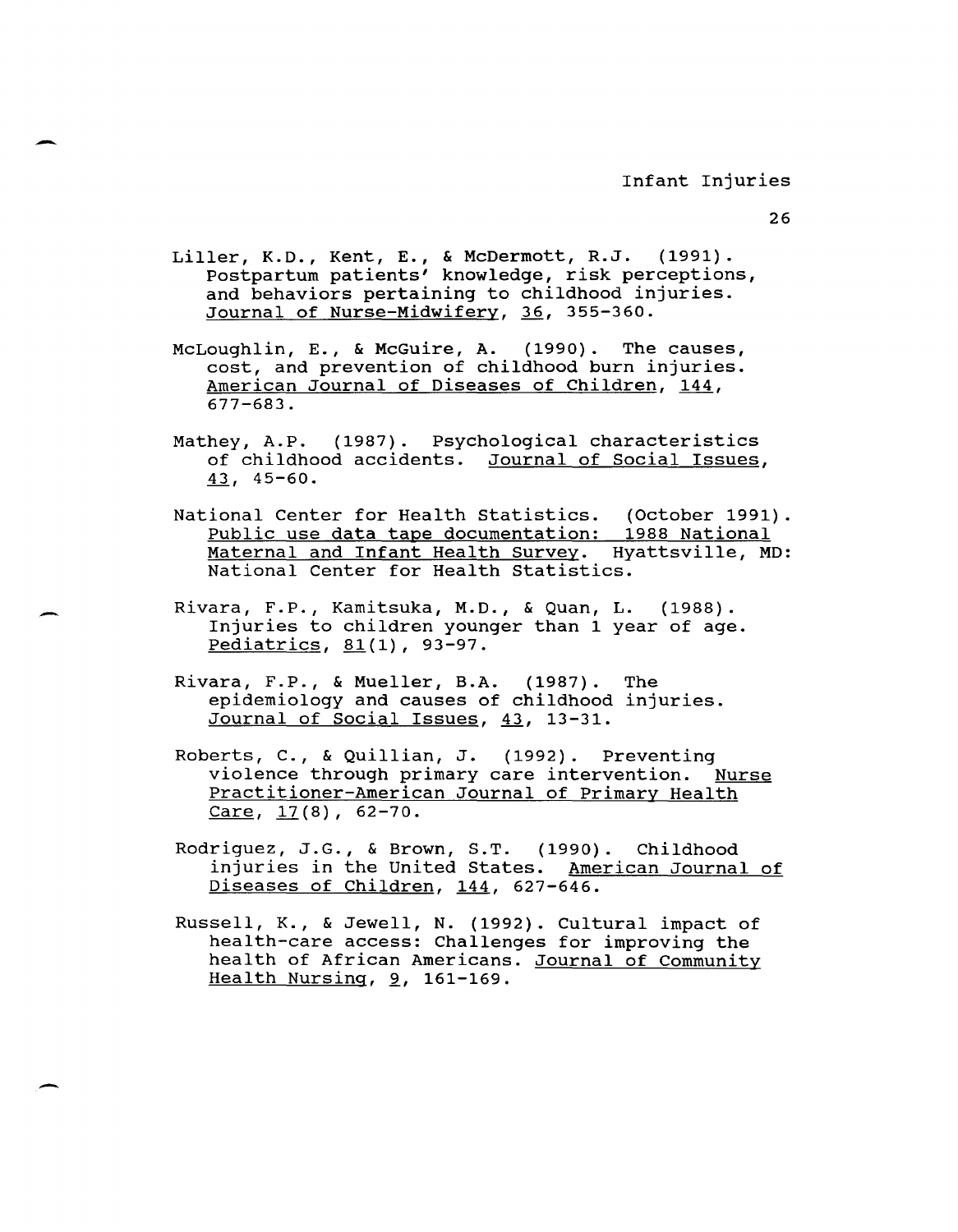Liller, K.D., Kent, E., & McDermott, R.J. (1991). Postpartum patients' knowledge, risk perceptions, and behaviors pertaining to childhood injuries. Journal of Nurse-Midwifery, 36, 355-360.

McLoughlin, E., & McGuire, A. (1990). The causes, cost, and prevention of childhood burn injuries. American Journal of Diseases of Children, 144, 677-683.

Mathey, A.P. (1987). Psychological characteristics of childhood accidents. Journal of Social Issues, 43, 45-60.

National Center for Health Statistics. (October 1991). Public use data tape documentation: 1988 National Maternal and Infant Health Survey. Hyattsville, MD: National Center for Health Statistics.

Rivara, F.P., Kamitsuka, M.D., & Quan, L. (1988). Injuries to children younger than 1 year of age. Pediatrics, 81(1), 93-97.

Rivara, F.P., & Mueller, B.A. (1987). The epidemiology and causes of childhood injuries. Journal of Social Issues, 43, 13-31.

Roberts, C., & Quillian, J. (1992). Preventing violence through primary care intervention. Nurse Practitioner-American Journal of Primary Health Care, 17(8), 62-70.

Rodriguez, J.G., & Brown, S.T. (1990). Childhood injuries in the United States. American Journal of Diseases of Children, 144, 627-646.

Russell, K., & Jewell, N. (1992). Cultural impact of health-care access: Challenges for improving the health of African Americans. Journal of Community Health Nursing, 9, 161-169.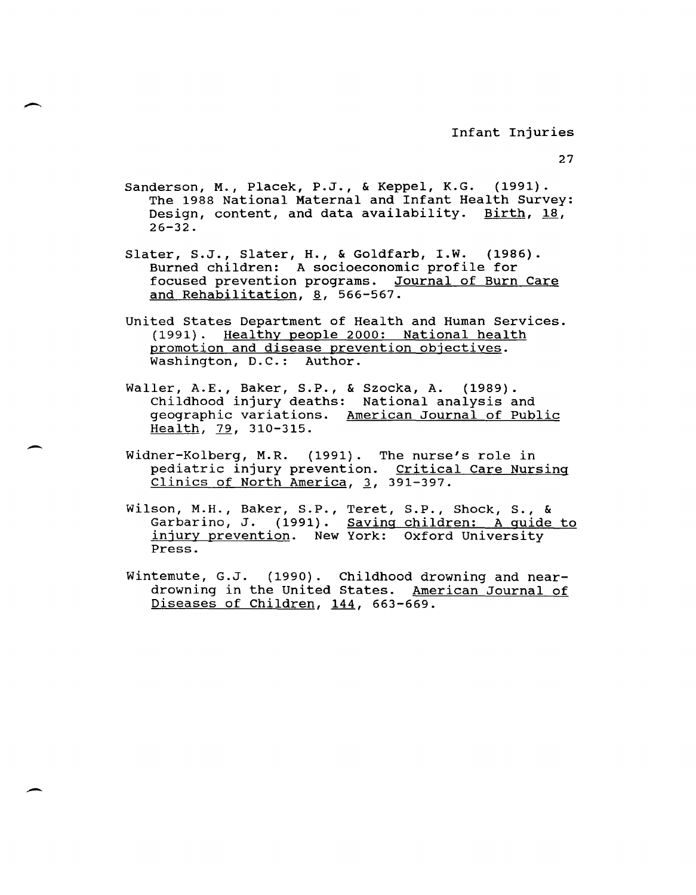Sanderson, M., Placek, P.J., & Keppel, K.G. (1991). The 1988 National Maternal and Infant Health Survey: Design, content, and data availability. Birth, 18, 26-32.

Slater, S.J., Slater, H., & Goldfarb, I.W. (1986). Burned children: A socioeconomic profile for focused prevention programs. Journal of Burn Care and Rehabilitation, 8, 566-567.

United States Department of Health and Human Services. (1991). Healthy people 2000: National health promotion and disease prevention objectives. Washington, D.C.: Author.

Waller, A.E., Baker, S.P., & Szocka, A. (1989). Childhood injury deaths: National analysis and geographic variations. American Journal of Public Health, 79, 310-315.

Widner-Kolberg, M.R. (1991). The nurse's role in pediatric injury prevention. Critical Care Nursing Clinics of North America, 3, 391-397.

Wilson, M.H., Baker, S.P., Teret, S.P., Shock, S., & Garbarino, J. (1991). Saving children: A guide to injury prevention. New York: Oxford University Press.

Wintemute, G.J. (1990). Childhood drowning and near-drowning in the United States. American Journal of Diseases of Children, 144, 663-669.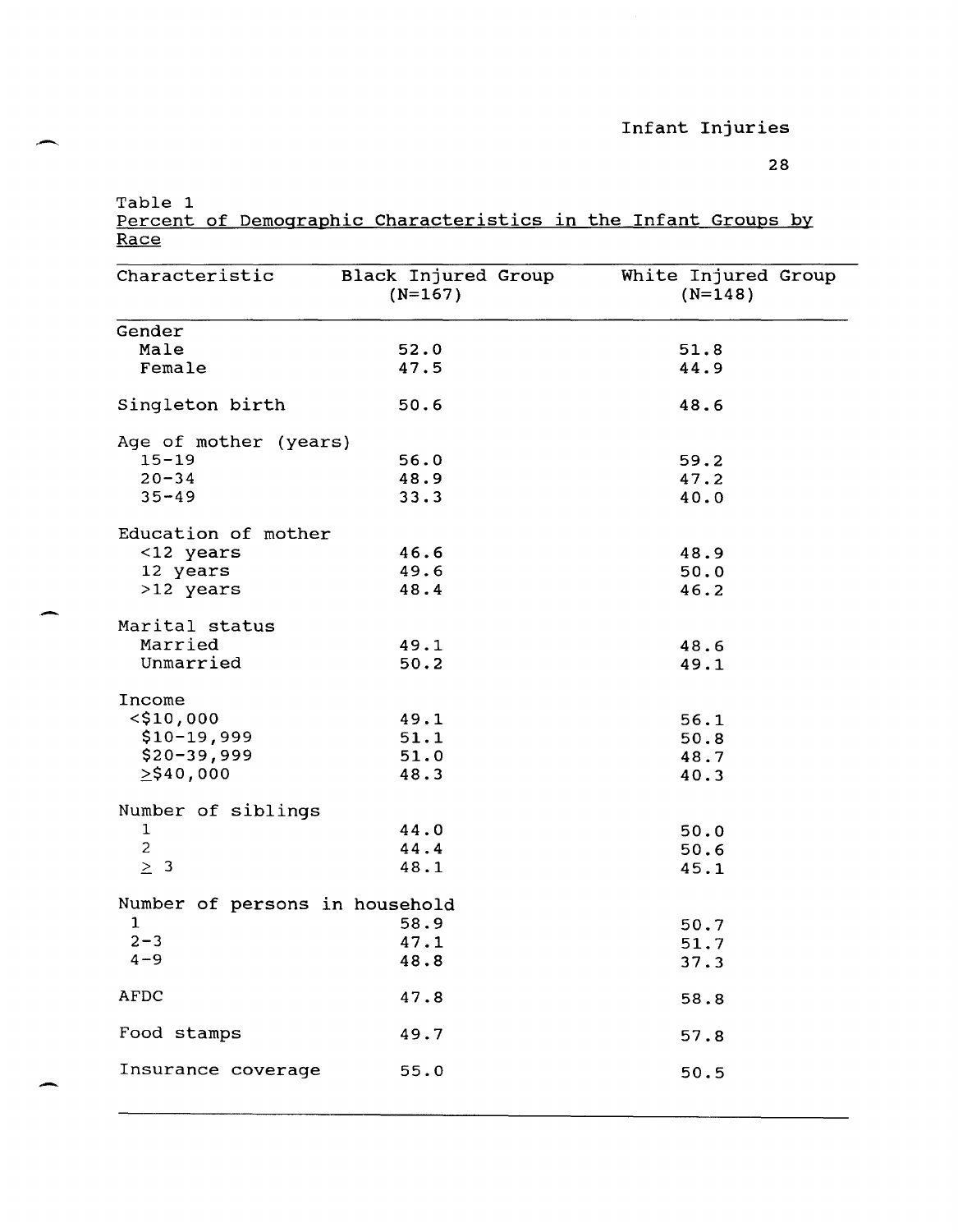Table 1

Percent of Demographic Characteristics in the Infant Groups by Race

| Characteristic | Black Injured Group (N=167) | White Injured Group (N=148) |
|---|---|---|
| Gender | | |
| Male | 52.0 | 51.8 |
| Female | 47.5 | 44.9 |
| Singleton birth | 50.6 | 48.6 |
| Age of mother (years) | | |
| 15-19 | 56.0 | 59.2 |
| 20-34 | 48.9 | 47.2 |
| 35-49 | 33.3 | 40.0 |
| Education of mother | | |
| <12 years | 46.6 | 48.9 |
| 12 years | 49.6 | 50.0 |
| >12 years | 48.4 | 46.2 |
| Marital status | | |
| Married | 49.1 | 48.6 |
| Unmarried | 50.2 | 49.1 |
| Income | | |
| <$10,000 | 49.1 | 56.1 |
| $10-19,999 | 51.1 | 50.8 |
| $20-39,999 | 51.0 | 48.7 |
| ≥$40,000 | 48.3 | 40.3 |
| Number of siblings | | |
| 1 | 44.0 | 50.0 |
| 2 | 44.4 | 50.6 |
| ≥ 3 | 48.1 | 45.1 |
| Number of persons in household | | |
| 1 | 58.9 | 50.7 |
| 2-3 | 47.1 | 51.7 |
| 4-9 | 48.8 | 37.3 |
| AFDC | 47.8 | 58.8 |
| Food stamps | 49.7 | 57.8 |
| Insurance coverage | 55.0 | 50.5 |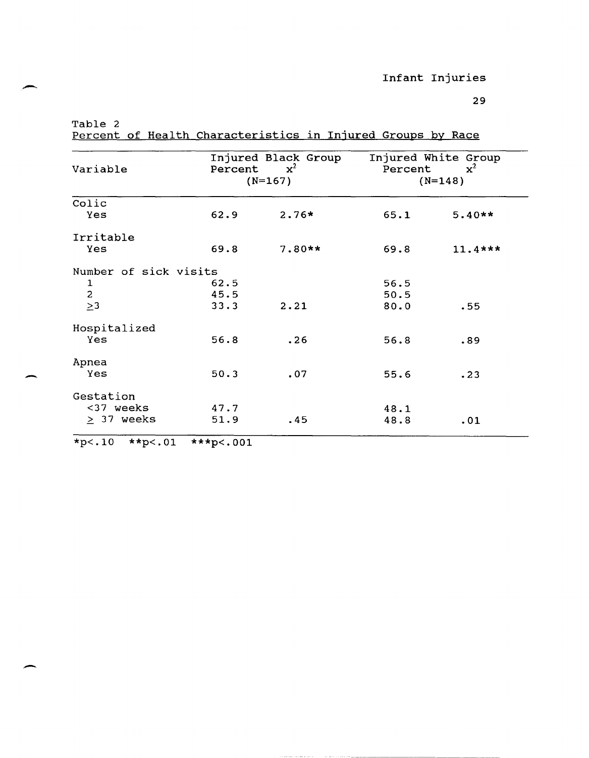Table 2

Percent of Health Characteristics in Injured Groups by Race

| Variable | Injured Black Group Percent | $x^2$ | Injured White Group Percent | $x^2$ |
|---|---|---|---|---|
| | (N=167) | | (N=148) | |
| Colic | | | | |
| Yes | 62.9 | 2.76* | 65.1 | 5.40** |
| Irritable | | | | |
| Yes | 69.8 | 7.80** | 69.8 | 11.4*** |
| Number of sick visits | | | | |
| 1 | 62.5 | | 56.5 | |
| 2 | 45.5 | | 50.5 | |
| ≥3 | 33.3 | 2.21 | 80.0 | .55 |
| Hospitalized | | | | |
| Yes | 56.8 | .26 | 56.8 | .89 |
| Apnea | | | | |
| Yes | 50.3 | .07 | 55.6 | .23 |
| Gestation | | | | |
| <37 weeks | 47.7 | | 48.1 | |
| ≥ 37 weeks | 51.9 | .45 | 48.8 | .01 |

*p<.10 **p<.01 ***p<.001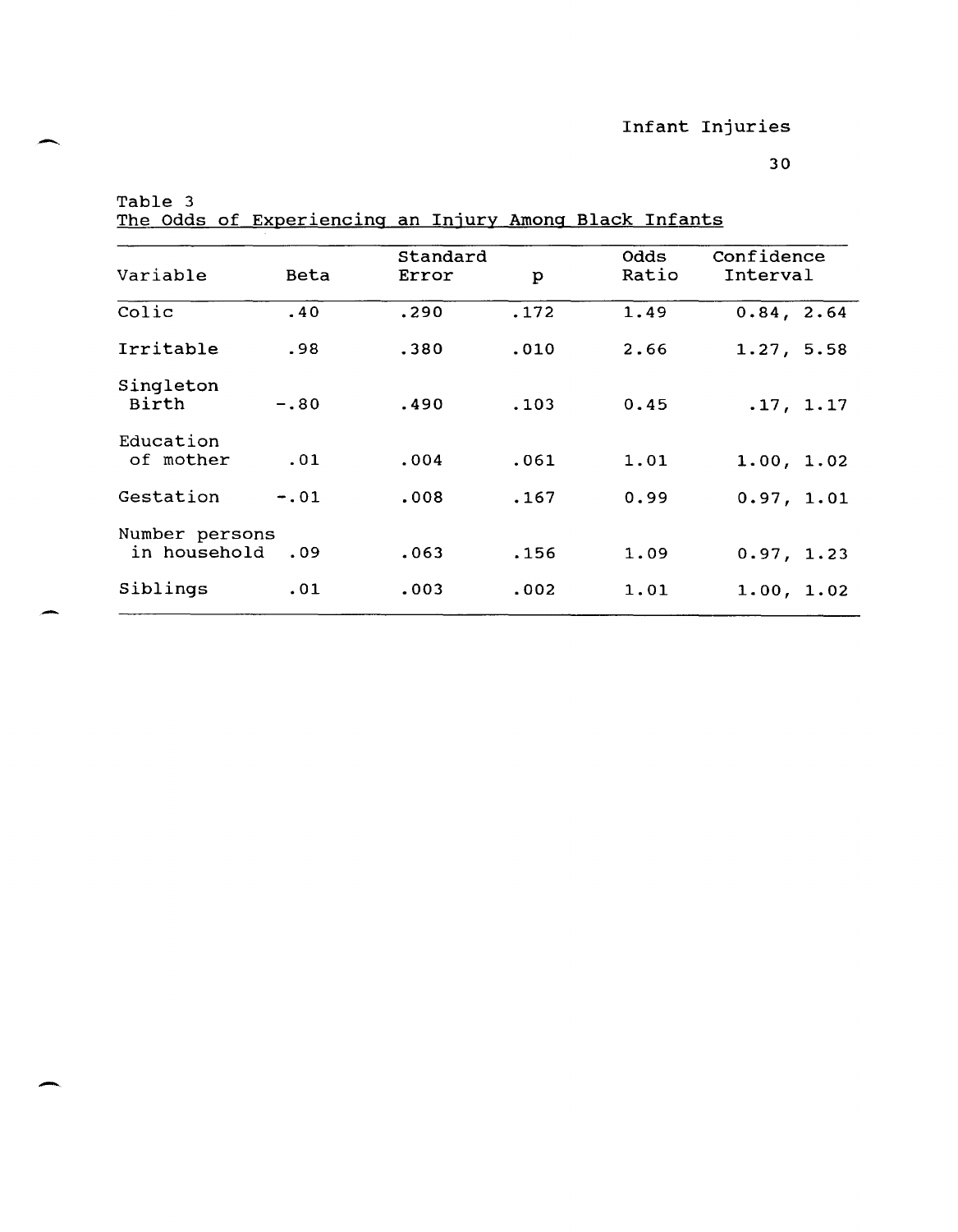Table 3
The Odds of Experiencing an Injury Among Black Infants

| Variable | Beta | Standard Error | p | Odds Ratio | Confidence Interval |
|---|---|---|---|---|---|
| Colic | .40 | .290 | .172 | 1.49 | 0.84, 2.64 |
| Irritable | .98 | .380 | .010 | 2.66 | 1.27, 5.58 |
| Singleton Birth | -.80 | .490 | .103 | 0.45 | .17, 1.17 |
| Education of mother | .01 | .004 | .061 | 1.01 | 1.00, 1.02 |
| Gestation | -.01 | .008 | .167 | 0.99 | 0.97, 1.01 |
| Number persons in household | .09 | .063 | .156 | 1.09 | 0.97, 1.23 |
| Siblings | .01 | .003 | .002 | 1.01 | 1.00, 1.02 |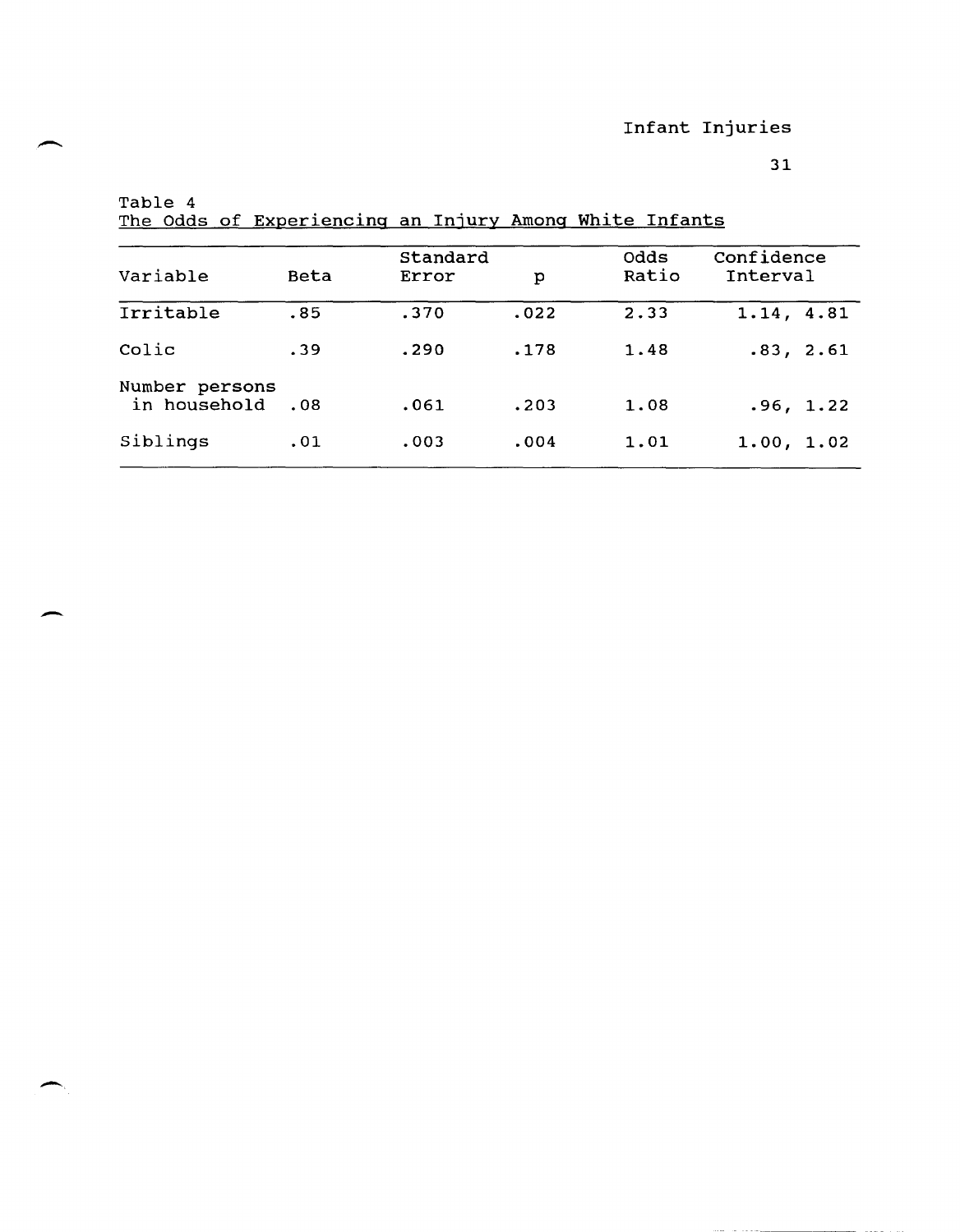Table 4

The Odds of Experiencing an Injury Among White Infants

| Variable | Beta | Standard Error | p | Odds Ratio | Confidence Interval |
|---|---|---|---|---|---|
| Irritable | .85 | .370 | .022 | 2.33 | 1.14, 4.81 |
| Colic | .39 | .290 | .178 | 1.48 | .83, 2.61 |
| Number persons in household | .08 | .061 | .203 | 1.08 | .96, 1.22 |
| Siblings | .01 | .003 | .004 | 1.01 | 1.00, 1.02 |